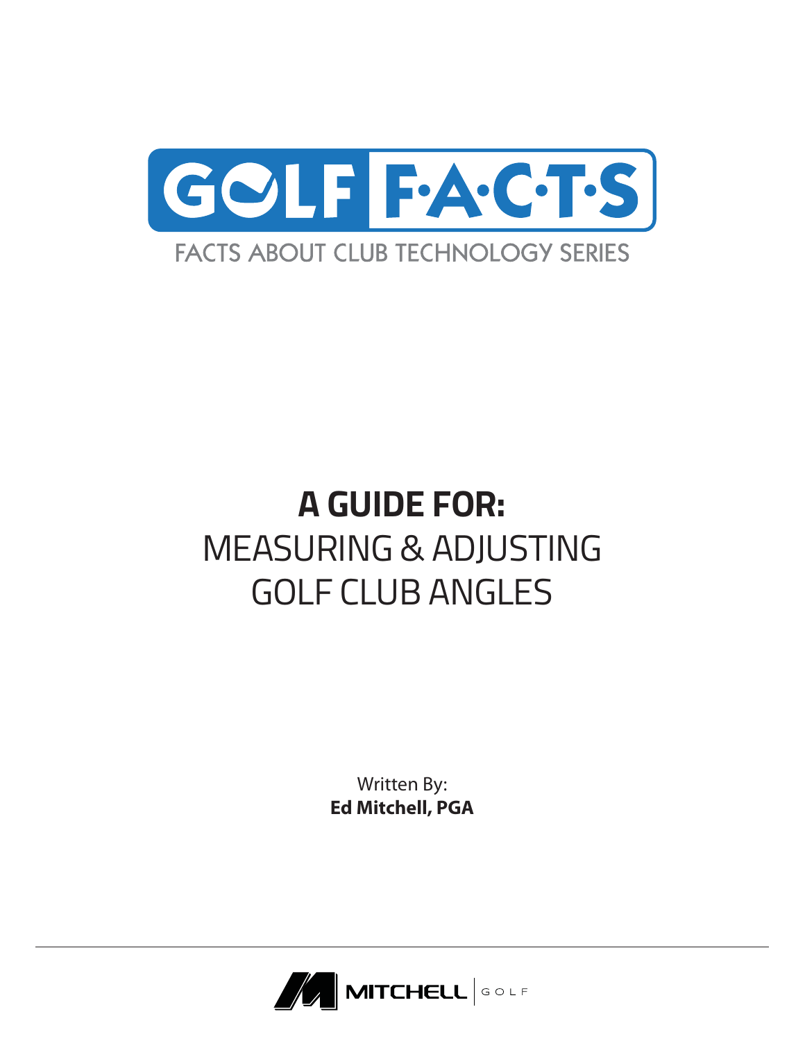# GOLF F·A·C·T·S

FACTS ABOUT CLUB TECHNOLOGY SERIES

## A GUIDE FOR:

## MEASURING & ADJUSTING GOLF CLUB ANGLES

Written By:
**Ed Mitchell, PGA**

MITCHELL | GOLF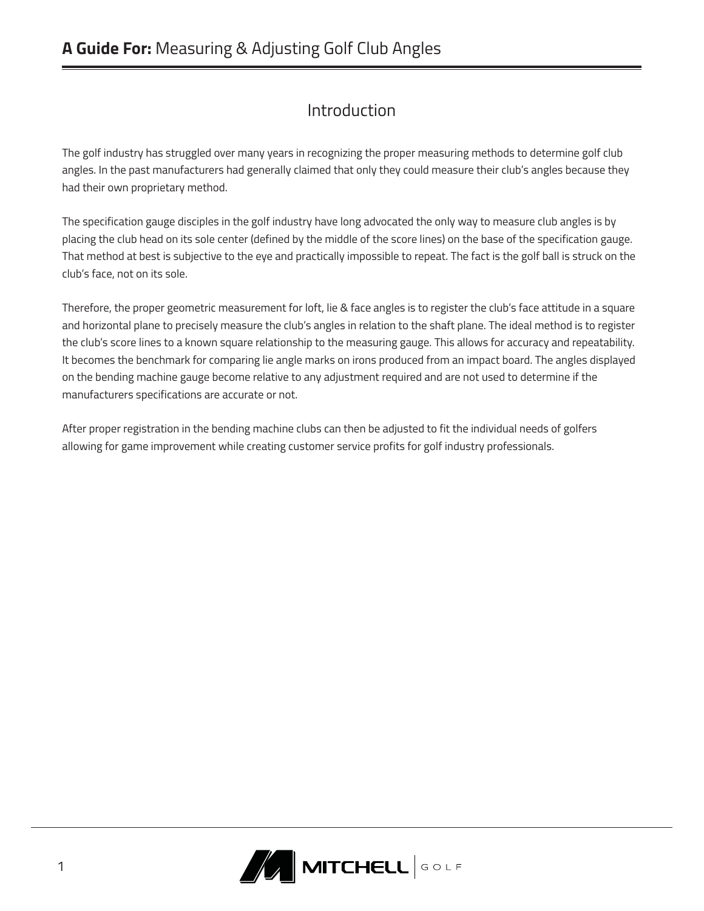## Introduction

The golf industry has struggled over many years in recognizing the proper measuring methods to determine golf club angles. In the past manufacturers had generally claimed that only they could measure their club's angles because they had their own proprietary method.

The specification gauge disciples in the golf industry have long advocated the only way to measure club angles is by placing the club head on its sole center (defined by the middle of the score lines) on the base of the specification gauge. That method at best is subjective to the eye and practically impossible to repeat. The fact is the golf ball is struck on the club's face, not on its sole.

Therefore, the proper geometric measurement for loft, lie & face angles is to register the club's face attitude in a square and horizontal plane to precisely measure the club's angles in relation to the shaft plane. The ideal method is to register the club's score lines to a known square relationship to the measuring gauge. This allows for accuracy and repeatability. It becomes the benchmark for comparing lie angle marks on irons produced from an impact board. The angles displayed on the bending machine gauge become relative to any adjustment required and are not used to determine if the manufacturers specifications are accurate or not.

After proper registration in the bending machine clubs can then be adjusted to fit the individual needs of golfers allowing for game improvement while creating customer service profits for golf industry professionals.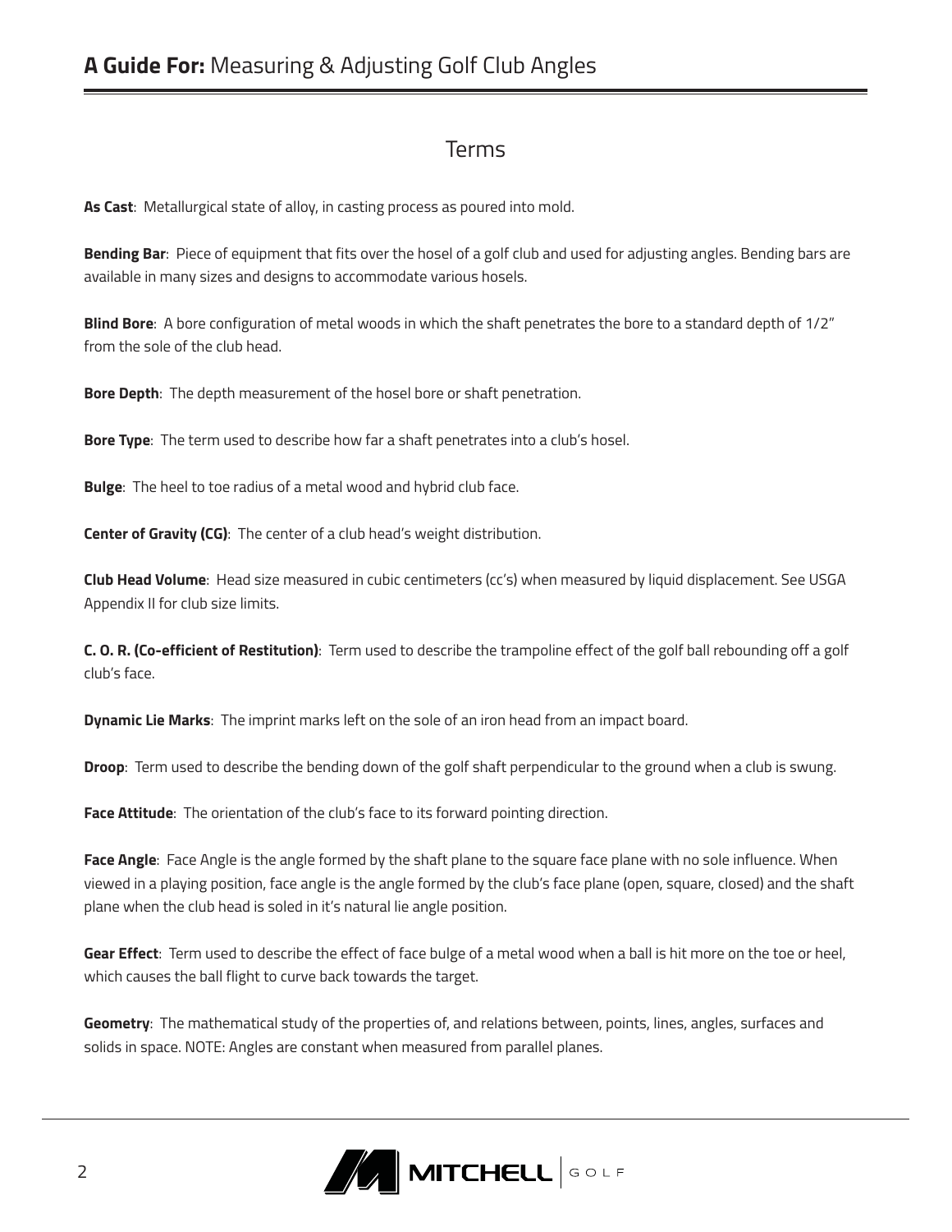## Terms

**As Cast**: Metallurgical state of alloy, in casting process as poured into mold.

**Bending Bar**: Piece of equipment that fits over the hosel of a golf club and used for adjusting angles. Bending bars are available in many sizes and designs to accommodate various hosels.

**Blind Bore**: A bore configuration of metal woods in which the shaft penetrates the bore to a standard depth of 1/2" from the sole of the club head.

**Bore Depth**: The depth measurement of the hosel bore or shaft penetration.

**Bore Type**: The term used to describe how far a shaft penetrates into a club's hosel.

**Bulge**: The heel to toe radius of a metal wood and hybrid club face.

**Center of Gravity (CG)**: The center of a club head's weight distribution.

**Club Head Volume**: Head size measured in cubic centimeters (cc's) when measured by liquid displacement. See USGA Appendix II for club size limits.

**C. O. R. (Co-efficient of Restitution)**: Term used to describe the trampoline effect of the golf ball rebounding off a golf club's face.

**Dynamic Lie Marks**: The imprint marks left on the sole of an iron head from an impact board.

**Droop**: Term used to describe the bending down of the golf shaft perpendicular to the ground when a club is swung.

**Face Attitude**: The orientation of the club's face to its forward pointing direction.

**Face Angle**: Face Angle is the angle formed by the shaft plane to the square face plane with no sole influence. When viewed in a playing position, face angle is the angle formed by the club's face plane (open, square, closed) and the shaft plane when the club head is soled in it's natural lie angle position.

**Gear Effect**: Term used to describe the effect of face bulge of a metal wood when a ball is hit more on the toe or heel, which causes the ball flight to curve back towards the target.

**Geometry**: The mathematical study of the properties of, and relations between, points, lines, angles, surfaces and solids in space. NOTE: Angles are constant when measured from parallel planes.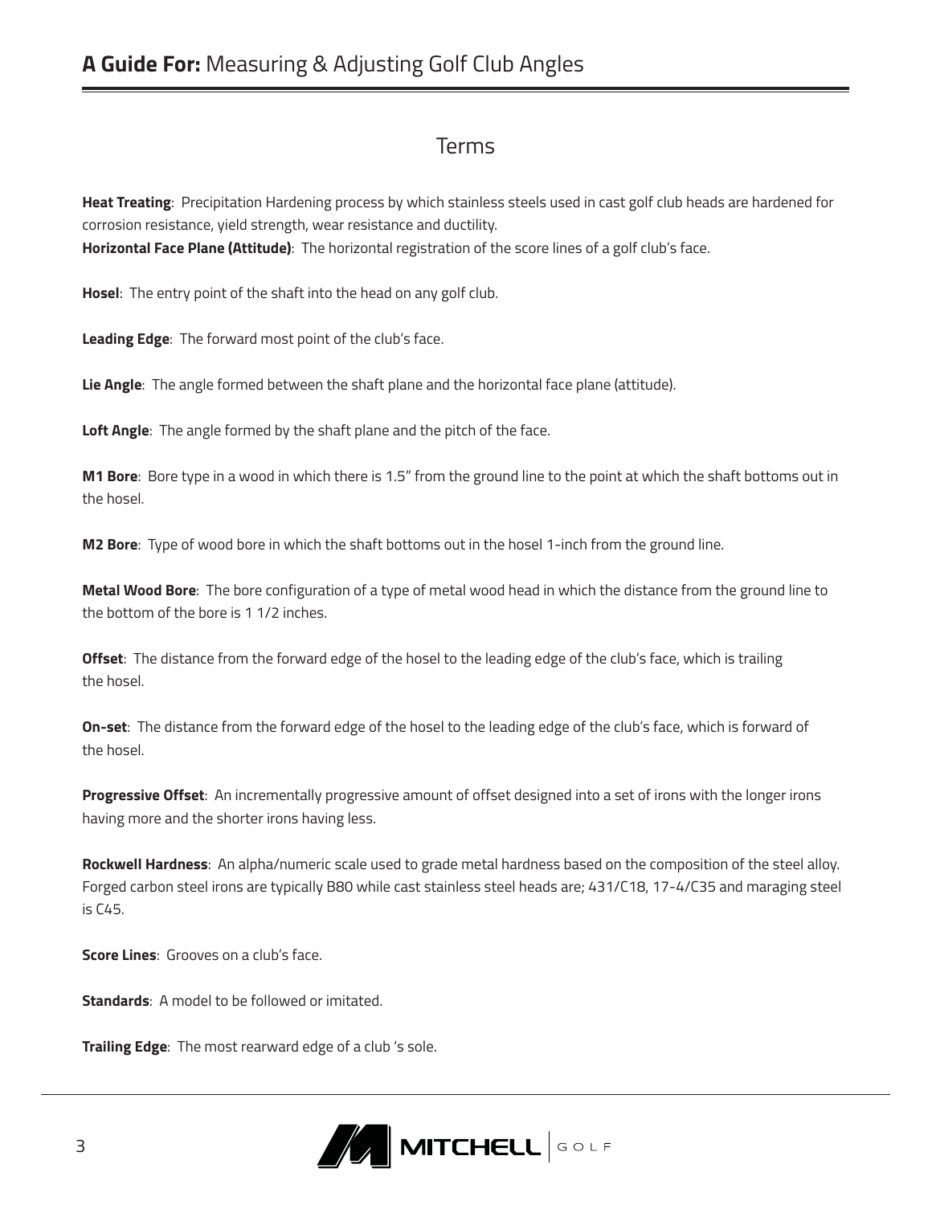## Terms

**Heat Treating**: Precipitation Hardening process by which stainless steels used in cast golf club heads are hardened for corrosion resistance, yield strength, wear resistance and ductility.

**Horizontal Face Plane (Attitude)**: The horizontal registration of the score lines of a golf club's face.

**Hosel**: The entry point of the shaft into the head on any golf club.

**Leading Edge**: The forward most point of the club's face.

**Lie Angle**: The angle formed between the shaft plane and the horizontal face plane (attitude).

**Loft Angle**: The angle formed by the shaft plane and the pitch of the face.

**M1 Bore**: Bore type in a wood in which there is 1.5" from the ground line to the point at which the shaft bottoms out in the hosel.

**M2 Bore**: Type of wood bore in which the shaft bottoms out in the hosel 1-inch from the ground line.

**Metal Wood Bore**: The bore configuration of a type of metal wood head in which the distance from the ground line to the bottom of the bore is 1 1/2 inches.

**Offset**: The distance from the forward edge of the hosel to the leading edge of the club's face, which is trailing the hosel.

**On-set**: The distance from the forward edge of the hosel to the leading edge of the club's face, which is forward of the hosel.

**Progressive Offset**: An incrementally progressive amount of offset designed into a set of irons with the longer irons having more and the shorter irons having less.

**Rockwell Hardness**: An alpha/numeric scale used to grade metal hardness based on the composition of the steel alloy. Forged carbon steel irons are typically B80 while cast stainless steel heads are; 431/C18, 17-4/C35 and maraging steel is C45.

**Score Lines**: Grooves on a club's face.

**Standards**: A model to be followed or imitated.

**Trailing Edge**: The most rearward edge of a club 's sole.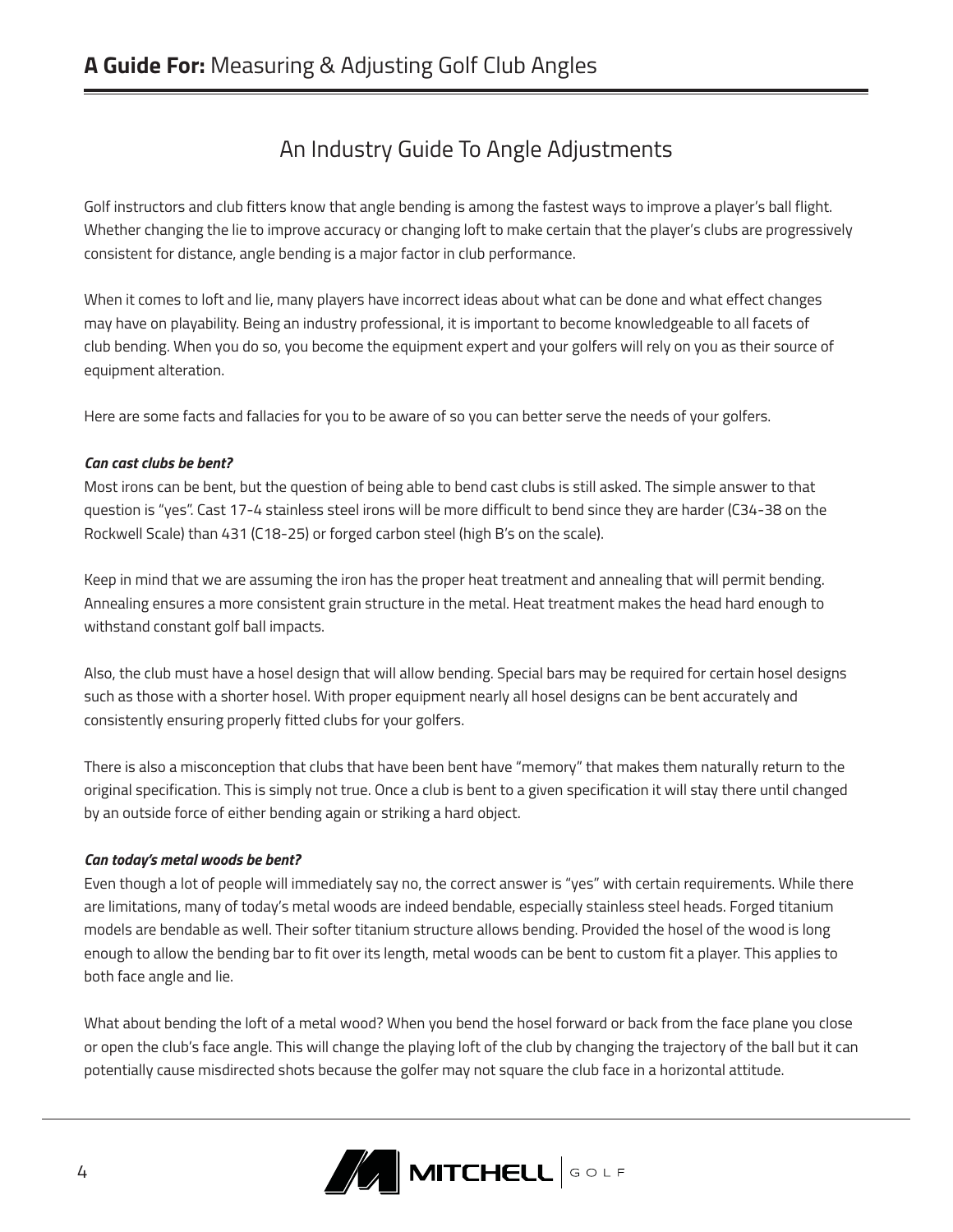## An Industry Guide To Angle Adjustments

Golf instructors and club fitters know that angle bending is among the fastest ways to improve a player's ball flight. Whether changing the lie to improve accuracy or changing loft to make certain that the player's clubs are progressively consistent for distance, angle bending is a major factor in club performance.

When it comes to loft and lie, many players have incorrect ideas about what can be done and what effect changes may have on playability. Being an industry professional, it is important to become knowledgeable to all facets of club bending. When you do so, you become the equipment expert and your golfers will rely on you as their source of equipment alteration.

Here are some facts and fallacies for you to be aware of so you can better serve the needs of your golfers.

***Can cast clubs be bent?***

Most irons can be bent, but the question of being able to bend cast clubs is still asked. The simple answer to that question is "yes". Cast 17-4 stainless steel irons will be more difficult to bend since they are harder (C34-38 on the Rockwell Scale) than 431 (C18-25) or forged carbon steel (high B's on the scale).

Keep in mind that we are assuming the iron has the proper heat treatment and annealing that will permit bending. Annealing ensures a more consistent grain structure in the metal. Heat treatment makes the head hard enough to withstand constant golf ball impacts.

Also, the club must have a hosel design that will allow bending. Special bars may be required for certain hosel designs such as those with a shorter hosel. With proper equipment nearly all hosel designs can be bent accurately and consistently ensuring properly fitted clubs for your golfers.

There is also a misconception that clubs that have been bent have "memory" that makes them naturally return to the original specification. This is simply not true. Once a club is bent to a given specification it will stay there until changed by an outside force of either bending again or striking a hard object.

***Can today's metal woods be bent?***

Even though a lot of people will immediately say no, the correct answer is "yes" with certain requirements. While there are limitations, many of today's metal woods are indeed bendable, especially stainless steel heads. Forged titanium models are bendable as well. Their softer titanium structure allows bending. Provided the hosel of the wood is long enough to allow the bending bar to fit over its length, metal woods can be bent to custom fit a player. This applies to both face angle and lie.

What about bending the loft of a metal wood? When you bend the hosel forward or back from the face plane you close or open the club's face angle. This will change the playing loft of the club by changing the trajectory of the ball but it can potentially cause misdirected shots because the golfer may not square the club face in a horizontal attitude.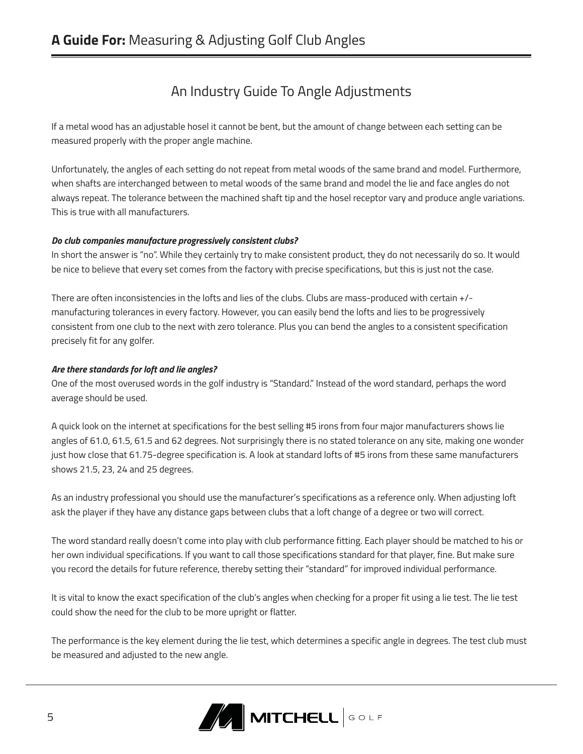## An Industry Guide To Angle Adjustments

If a metal wood has an adjustable hosel it cannot be bent, but the amount of change between each setting can be measured properly with the proper angle machine.

Unfortunately, the angles of each setting do not repeat from metal woods of the same brand and model. Furthermore, when shafts are interchanged between to metal woods of the same brand and model the lie and face angles do not always repeat. The tolerance between the machined shaft tip and the hosel receptor vary and produce angle variations. This is true with all manufacturers.

***Do club companies manufacture progressively consistent clubs?***

In short the answer is "no". While they certainly try to make consistent product, they do not necessarily do so. It would be nice to believe that every set comes from the factory with precise specifications, but this is just not the case.

There are often inconsistencies in the lofts and lies of the clubs. Clubs are mass-produced with certain +/- manufacturing tolerances in every factory. However, you can easily bend the lofts and lies to be progressively consistent from one club to the next with zero tolerance. Plus you can bend the angles to a consistent specification precisely fit for any golfer.

***Are there standards for loft and lie angles?***

One of the most overused words in the golf industry is "Standard." Instead of the word standard, perhaps the word average should be used.

A quick look on the internet at specifications for the best selling #5 irons from four major manufacturers shows lie angles of 61.0, 61.5, 61.5 and 62 degrees. Not surprisingly there is no stated tolerance on any site, making one wonder just how close that 61.75-degree specification is. A look at standard lofts of #5 irons from these same manufacturers shows 21.5, 23, 24 and 25 degrees.

As an industry professional you should use the manufacturer's specifications as a reference only. When adjusting loft ask the player if they have any distance gaps between clubs that a loft change of a degree or two will correct.

The word standard really doesn't come into play with club performance fitting. Each player should be matched to his or her own individual specifications. If you want to call those specifications standard for that player, fine. But make sure you record the details for future reference, thereby setting their "standard" for improved individual performance.

It is vital to know the exact specification of the club's angles when checking for a proper fit using a lie test. The lie test could show the need for the club to be more upright or flatter.

The performance is the key element during the lie test, which determines a specific angle in degrees. The test club must be measured and adjusted to the new angle.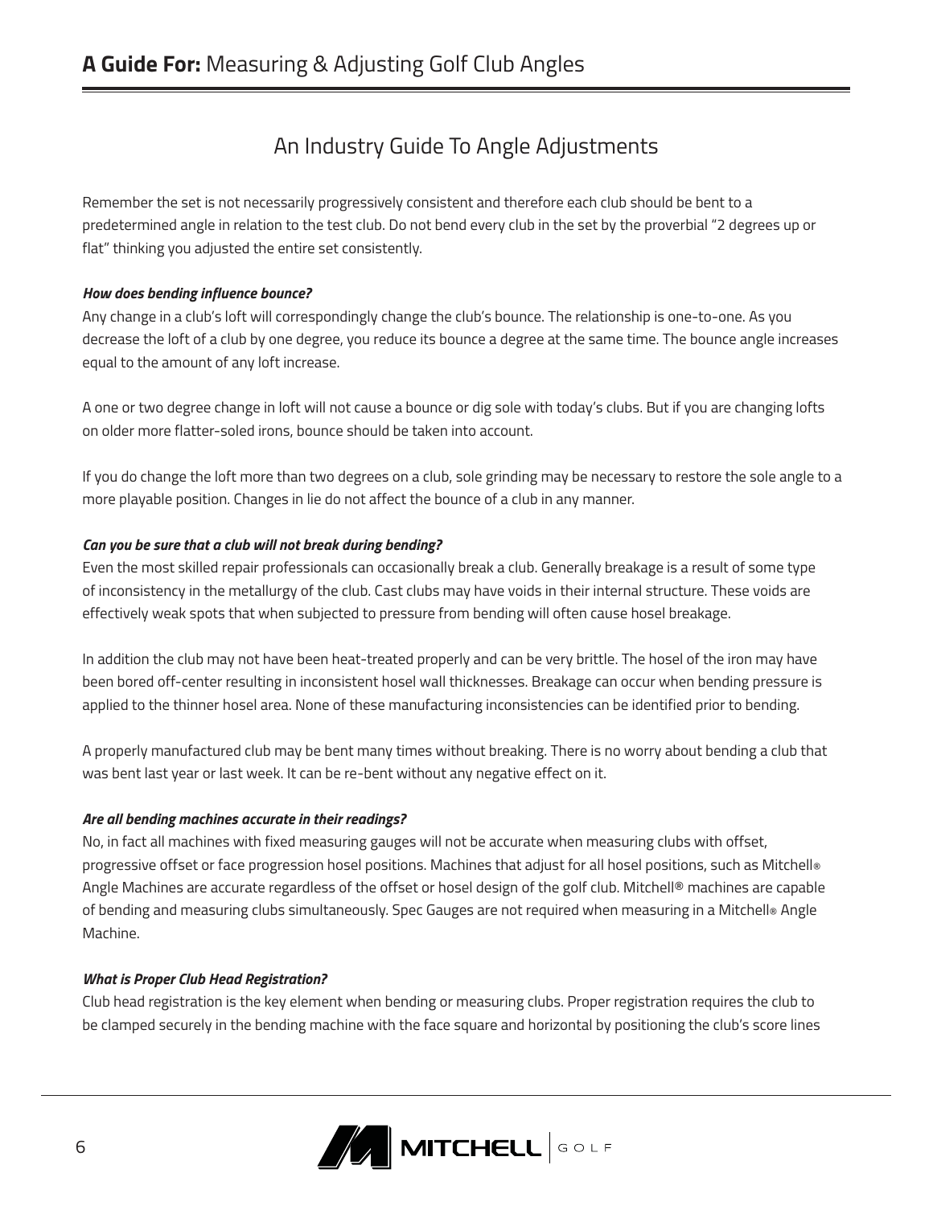## An Industry Guide To Angle Adjustments

Remember the set is not necessarily progressively consistent and therefore each club should be bent to a predetermined angle in relation to the test club. Do not bend every club in the set by the proverbial "2 degrees up or flat" thinking you adjusted the entire set consistently.

***How does bending influence bounce?***

Any change in a club's loft will correspondingly change the club's bounce. The relationship is one-to-one. As you decrease the loft of a club by one degree, you reduce its bounce a degree at the same time. The bounce angle increases equal to the amount of any loft increase.

A one or two degree change in loft will not cause a bounce or dig sole with today's clubs. But if you are changing lofts on older more flatter-soled irons, bounce should be taken into account.

If you do change the loft more than two degrees on a club, sole grinding may be necessary to restore the sole angle to a more playable position. Changes in lie do not affect the bounce of a club in any manner.

***Can you be sure that a club will not break during bending?***

Even the most skilled repair professionals can occasionally break a club. Generally breakage is a result of some type of inconsistency in the metallurgy of the club. Cast clubs may have voids in their internal structure. These voids are effectively weak spots that when subjected to pressure from bending will often cause hosel breakage.

In addition the club may not have been heat-treated properly and can be very brittle. The hosel of the iron may have been bored off-center resulting in inconsistent hosel wall thicknesses. Breakage can occur when bending pressure is applied to the thinner hosel area. None of these manufacturing inconsistencies can be identified prior to bending.

A properly manufactured club may be bent many times without breaking. There is no worry about bending a club that was bent last year or last week. It can be re-bent without any negative effect on it.

***Are all bending machines accurate in their readings?***

No, in fact all machines with fixed measuring gauges will not be accurate when measuring clubs with offset, progressive offset or face progression hosel positions. Machines that adjust for all hosel positions, such as Mitchell® Angle Machines are accurate regardless of the offset or hosel design of the golf club. Mitchell® machines are capable of bending and measuring clubs simultaneously. Spec Gauges are not required when measuring in a Mitchell® Angle Machine.

***What is Proper Club Head Registration?***

Club head registration is the key element when bending or measuring clubs. Proper registration requires the club to be clamped securely in the bending machine with the face square and horizontal by positioning the club's score lines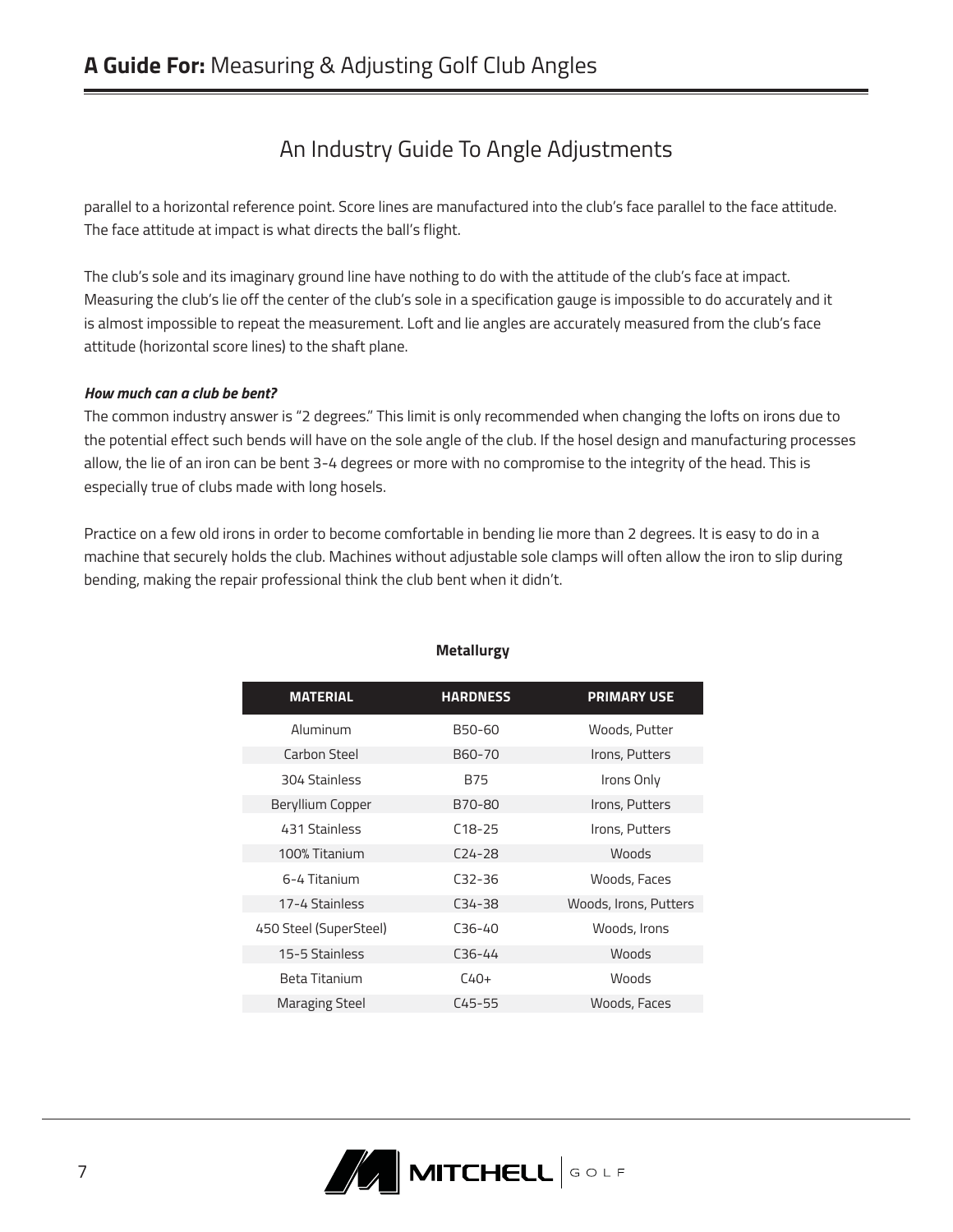## An Industry Guide To Angle Adjustments

parallel to a horizontal reference point. Score lines are manufactured into the club's face parallel to the face attitude. The face attitude at impact is what directs the ball's flight.

The club's sole and its imaginary ground line have nothing to do with the attitude of the club's face at impact. Measuring the club's lie off the center of the club's sole in a specification gauge is impossible to do accurately and it is almost impossible to repeat the measurement. Loft and lie angles are accurately measured from the club's face attitude (horizontal score lines) to the shaft plane.

***How much can a club be bent?***

The common industry answer is "2 degrees." This limit is only recommended when changing the lofts on irons due to the potential effect such bends will have on the sole angle of the club. If the hosel design and manufacturing processes allow, the lie of an iron can be bent 3-4 degrees or more with no compromise to the integrity of the head. This is especially true of clubs made with long hosels.

Practice on a few old irons in order to become comfortable in bending lie more than 2 degrees. It is easy to do in a machine that securely holds the club. Machines without adjustable sole clamps will often allow the iron to slip during bending, making the repair professional think the club bent when it didn't.

**Metallurgy**

| MATERIAL | HARDNESS | PRIMARY USE |
|---|---|---|
| Aluminum | B50-60 | Woods, Putter |
| Carbon Steel | B60-70 | Irons, Putters |
| 304 Stainless | B75 | Irons Only |
| Beryllium Copper | B70-80 | Irons, Putters |
| 431 Stainless | C18-25 | Irons, Putters |
| 100% Titanium | C24-28 | Woods |
| 6-4 Titanium | C32-36 | Woods, Faces |
| 17-4 Stainless | C34-38 | Woods, Irons, Putters |
| 450 Steel (SuperSteel) | C36-40 | Woods, Irons |
| 15-5 Stainless | C36-44 | Woods |
| Beta Titanium | C40+ | Woods |
| Maraging Steel | C45-55 | Woods, Faces |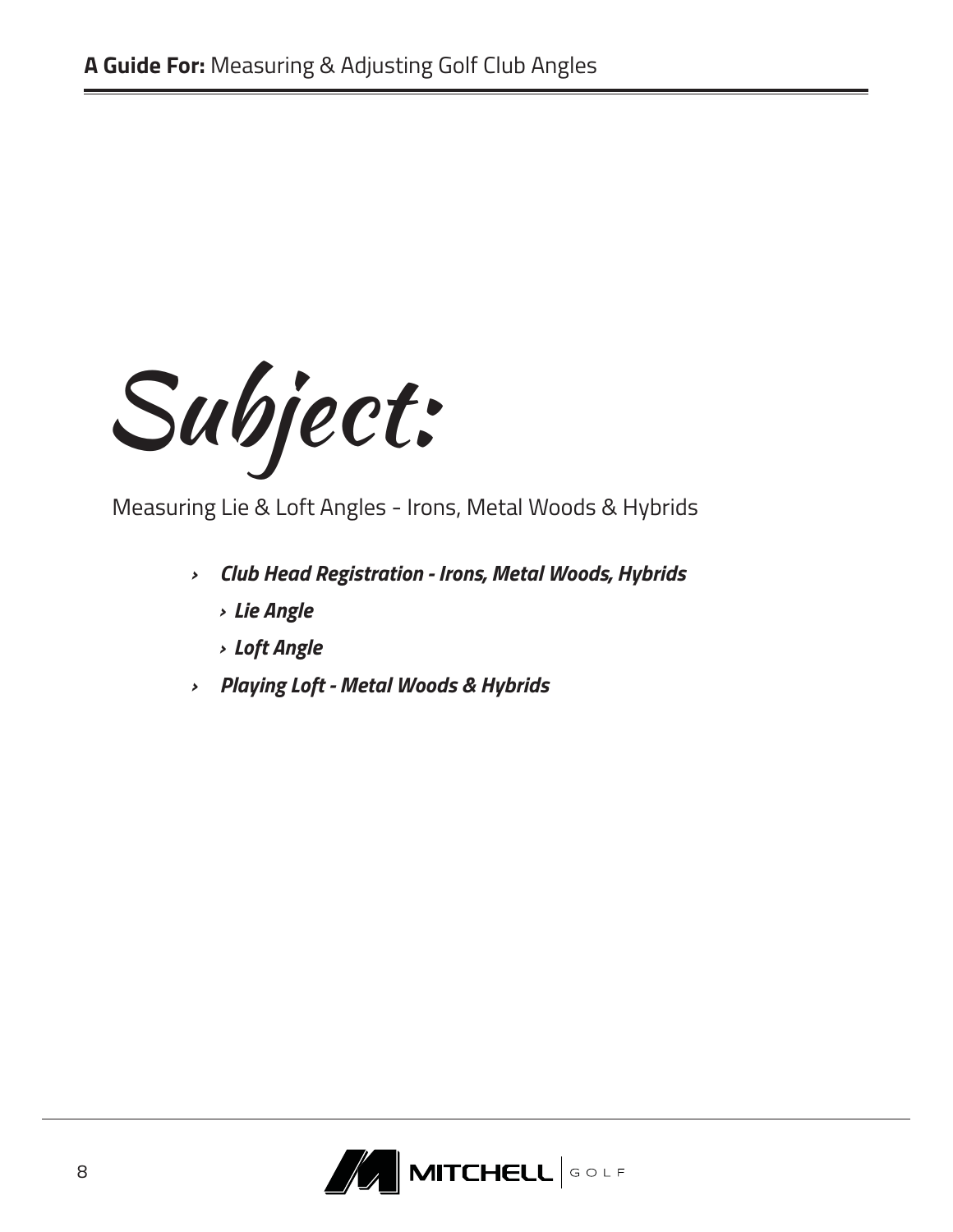# Subject:

Measuring Lie & Loft Angles - Irons, Metal Woods & Hybrids

- ***Club Head Registration - Irons, Metal Woods, Hybrids***
  - ***Lie Angle***
  - ***Loft Angle***
- ***Playing Loft - Metal Woods & Hybrids***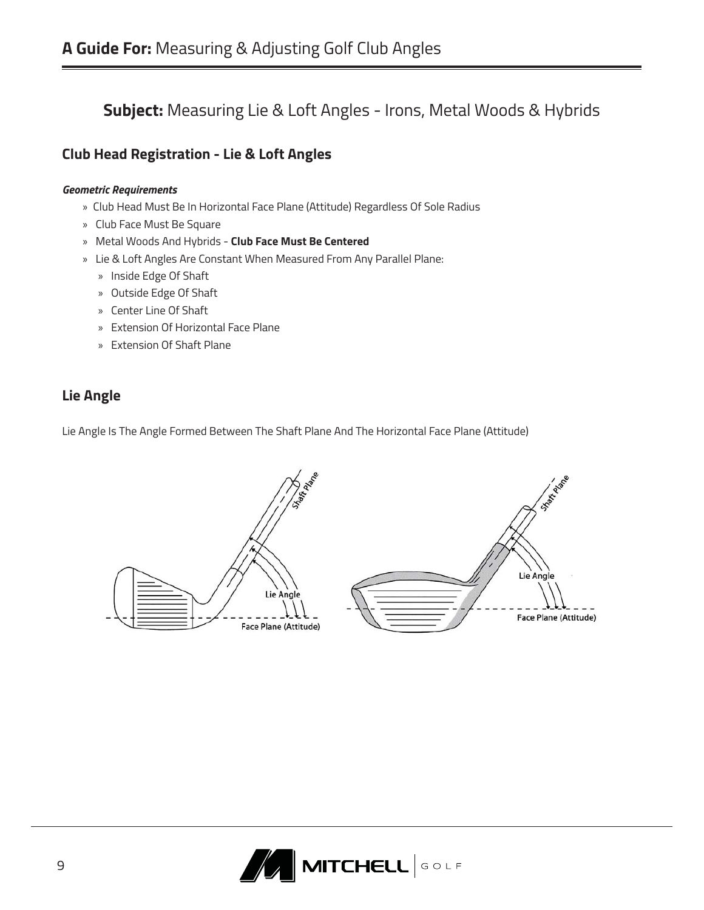## Subject: Measuring Lie & Loft Angles - Irons, Metal Woods & Hybrids

### Club Head Registration - Lie & Loft Angles

***Geometric Requirements***

- Club Head Must Be In Horizontal Face Plane (Attitude) Regardless Of Sole Radius
- Club Face Must Be Square
- Metal Woods And Hybrids - **Club Face Must Be Centered**
- Lie & Loft Angles Are Constant When Measured From Any Parallel Plane:
    - Inside Edge Of Shaft
    - Outside Edge Of Shaft
    - Center Line Of Shaft
    - Extension Of Horizontal Face Plane
    - Extension Of Shaft Plane

### Lie Angle

Lie Angle Is The Angle Formed Between The Shaft Plane And The Horizontal Face Plane (Attitude)

Shaft Plane

Lie Angle

Face Plane (Attitude)

Shaft Plane

Lie Angle

Face Plane (Attitude)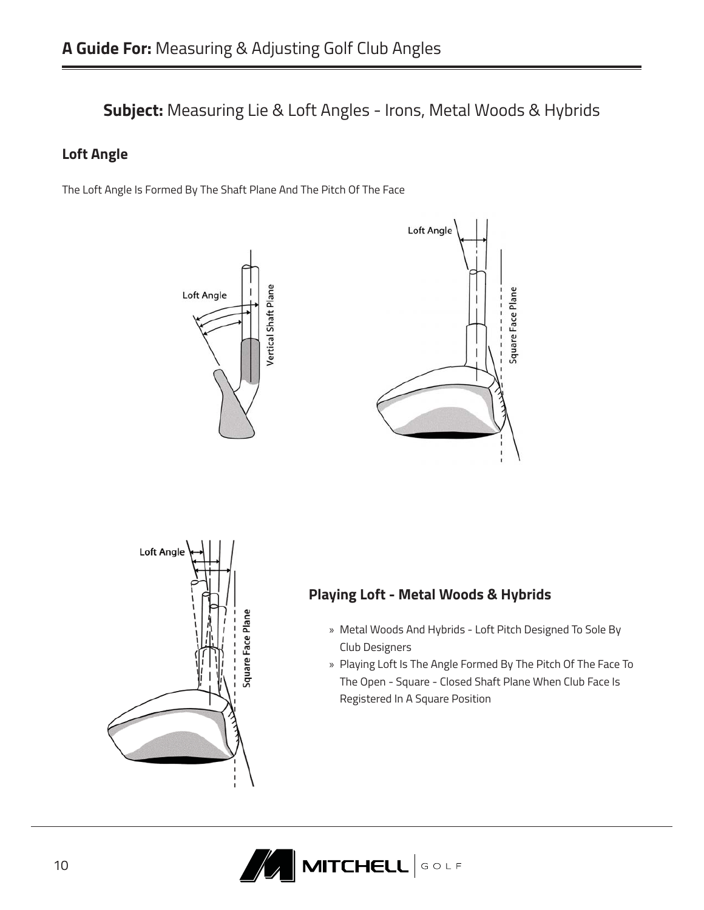## Subject: Measuring Lie & Loft Angles - Irons, Metal Woods & Hybrids

### Loft Angle

The Loft Angle Is Formed By The Shaft Plane And The Pitch Of The Face

### Playing Loft - Metal Woods & Hybrids

- Metal Woods And Hybrids - Loft Pitch Designed To Sole By Club Designers
- Playing Loft Is The Angle Formed By The Pitch Of The Face To The Open - Square - Closed Shaft Plane When Club Face Is Registered In A Square Position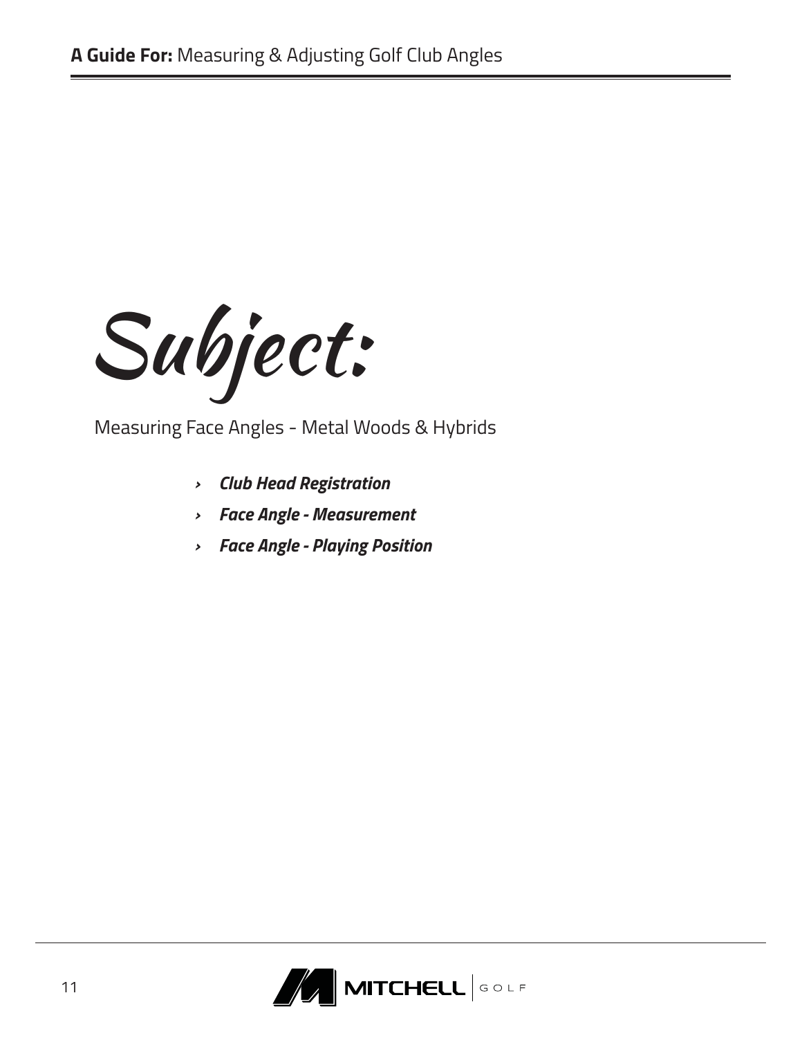# Subject:

Measuring Face Angles - Metal Woods & Hybrids

- ***Club Head Registration***
- ***Face Angle - Measurement***
- ***Face Angle - Playing Position***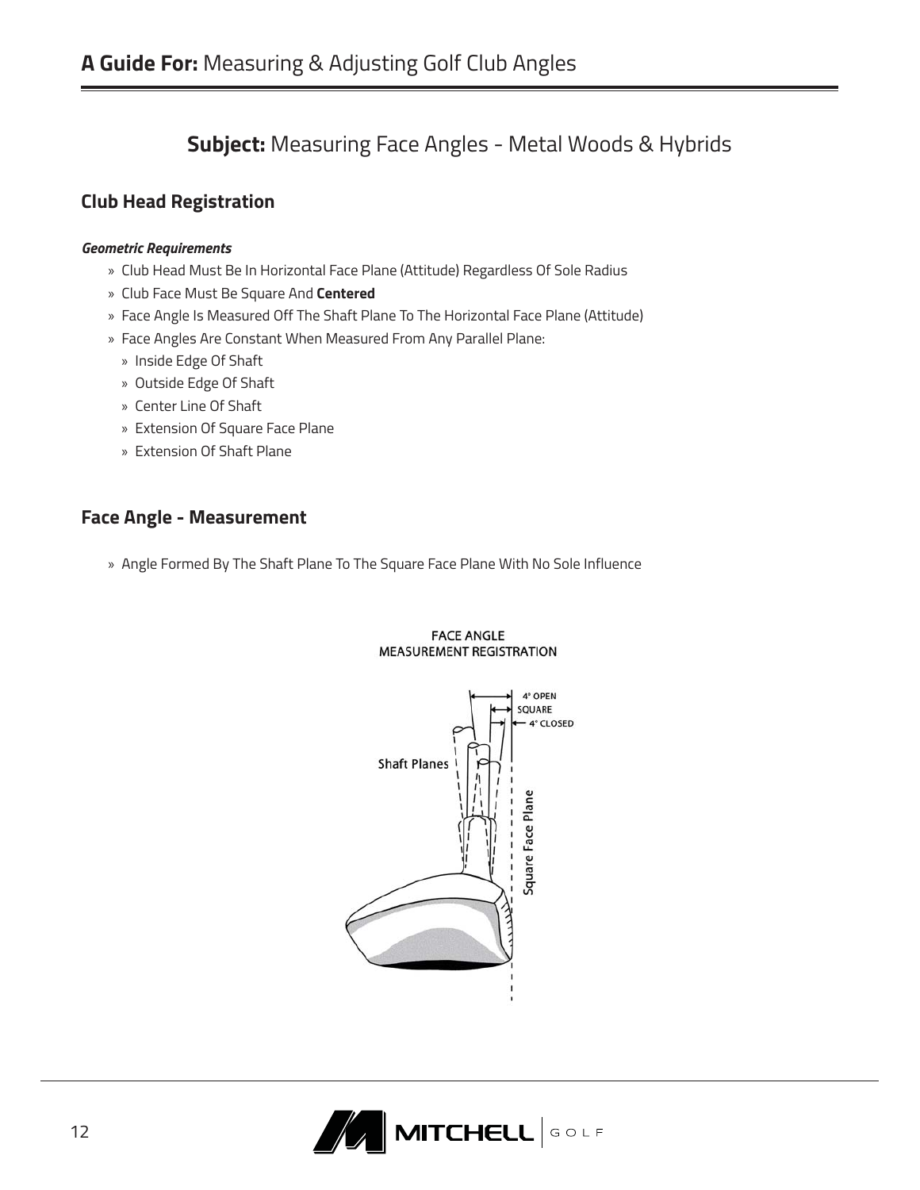## Subject: Measuring Face Angles - Metal Woods & Hybrids

### Club Head Registration

***Geometric Requirements***

- Club Head Must Be In Horizontal Face Plane (Attitude) Regardless Of Sole Radius
- Club Face Must Be Square And **Centered**
- Face Angle Is Measured Off The Shaft Plane To The Horizontal Face Plane (Attitude)
- Face Angles Are Constant When Measured From Any Parallel Plane:
  - Inside Edge Of Shaft
  - Outside Edge Of Shaft
  - Center Line Of Shaft
  - Extension Of Square Face Plane
  - Extension Of Shaft Plane

### Face Angle - Measurement

- Angle Formed By The Shaft Plane To The Square Face Plane With No Sole Influence

FACE ANGLE
MEASUREMENT REGISTRATION

4° OPEN
SQUARE
4° CLOSED
Shaft Planes
Square Face Plane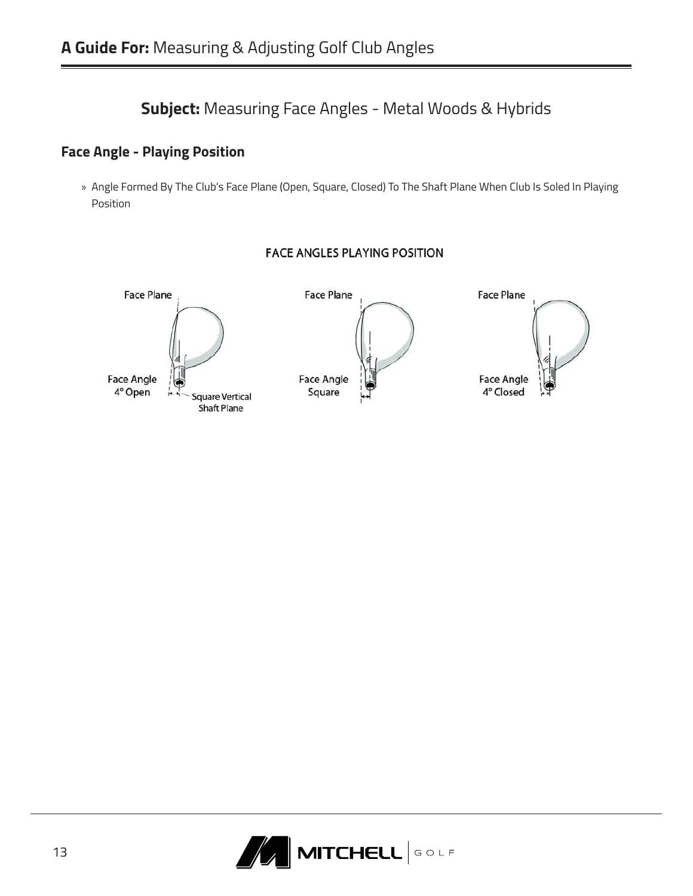## Subject: Measuring Face Angles - Metal Woods & Hybrids

### Face Angle - Playing Position

- Angle Formed By The Club's Face Plane (Open, Square, Closed) To The Shaft Plane When Club Is Soled In Playing Position

FACE ANGLES PLAYING POSITION

Face Plane

Face Angle 4° Open

Square Vertical Shaft Plane

Face Plane

Face Angle Square

Face Plane

Face Angle 4° Closed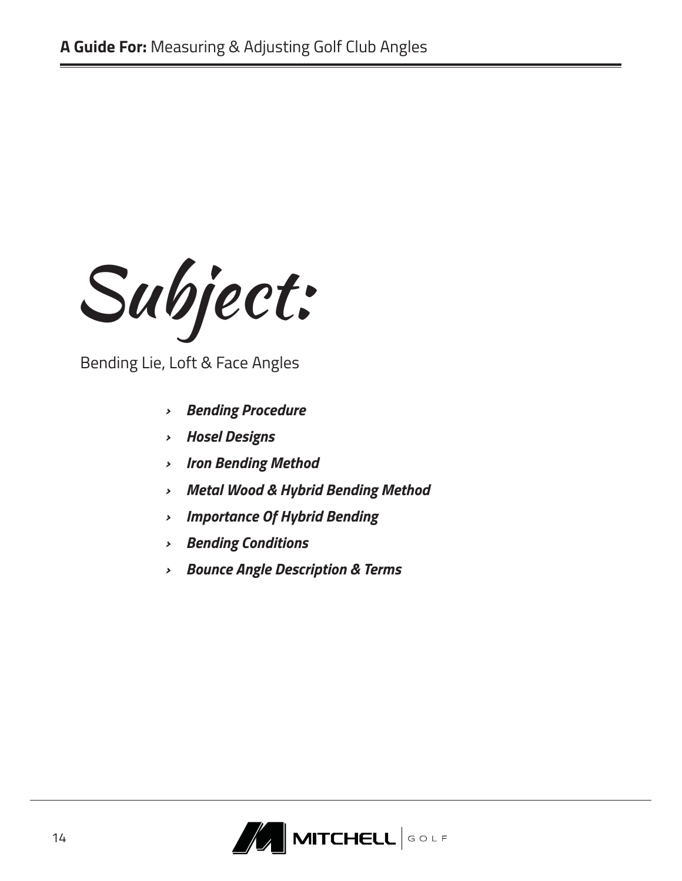# Subject:

Bending Lie, Loft & Face Angles

- ***Bending Procedure***
- ***Hosel Designs***
- ***Iron Bending Method***
- ***Metal Wood & Hybrid Bending Method***
- ***Importance Of Hybrid Bending***
- ***Bending Conditions***
- ***Bounce Angle Description & Terms***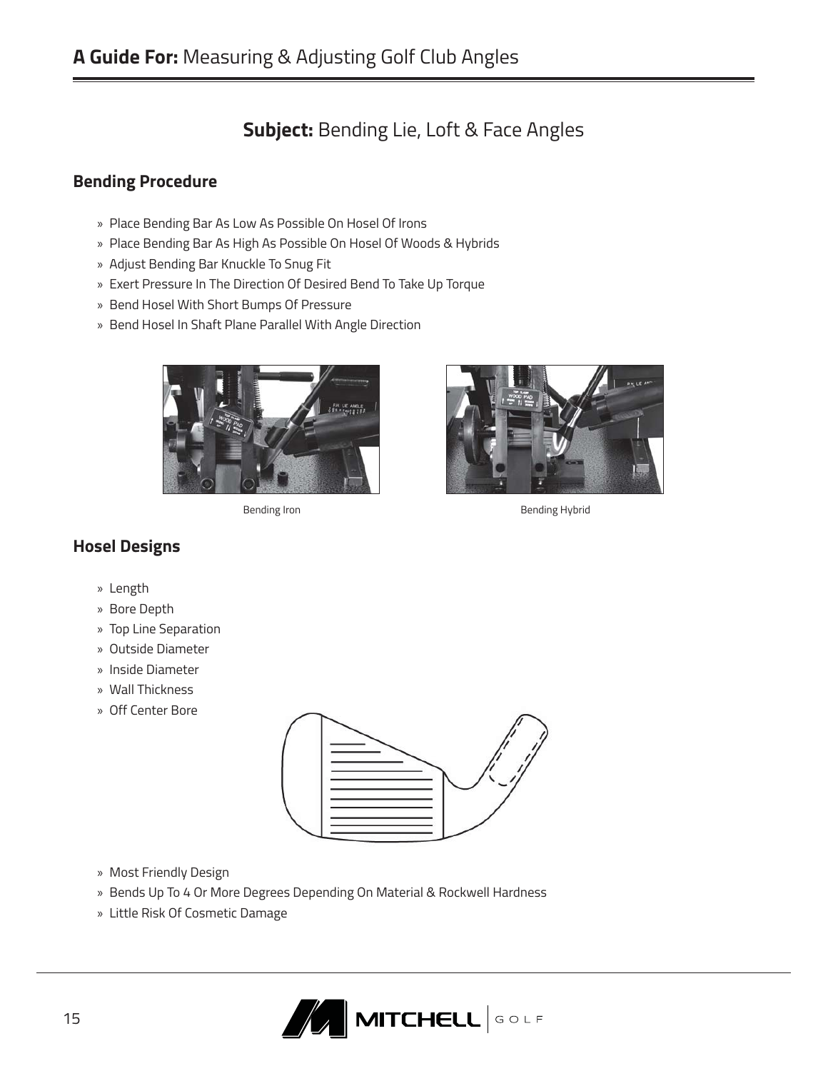## A Guide For: Measuring & Adjusting Golf Club Angles

### **Subject:** Bending Lie, Loft & Face Angles

### Bending Procedure

- Place Bending Bar As Low As Possible On Hosel Of Irons
- Place Bending Bar As High As Possible On Hosel Of Woods & Hybrids
- Adjust Bending Bar Knuckle To Snug Fit
- Exert Pressure In The Direction Of Desired Bend To Take Up Torque
- Bend Hosel With Short Bumps Of Pressure
- Bend Hosel In Shaft Plane Parallel With Angle Direction

Bending Iron

Bending Hybrid

### Hosel Designs

- Length
- Bore Depth
- Top Line Separation
- Outside Diameter
- Inside Diameter
- Wall Thickness
- Off Center Bore

- Most Friendly Design
- Bends Up To 4 Or More Degrees Depending On Material & Rockwell Hardness
- Little Risk Of Cosmetic Damage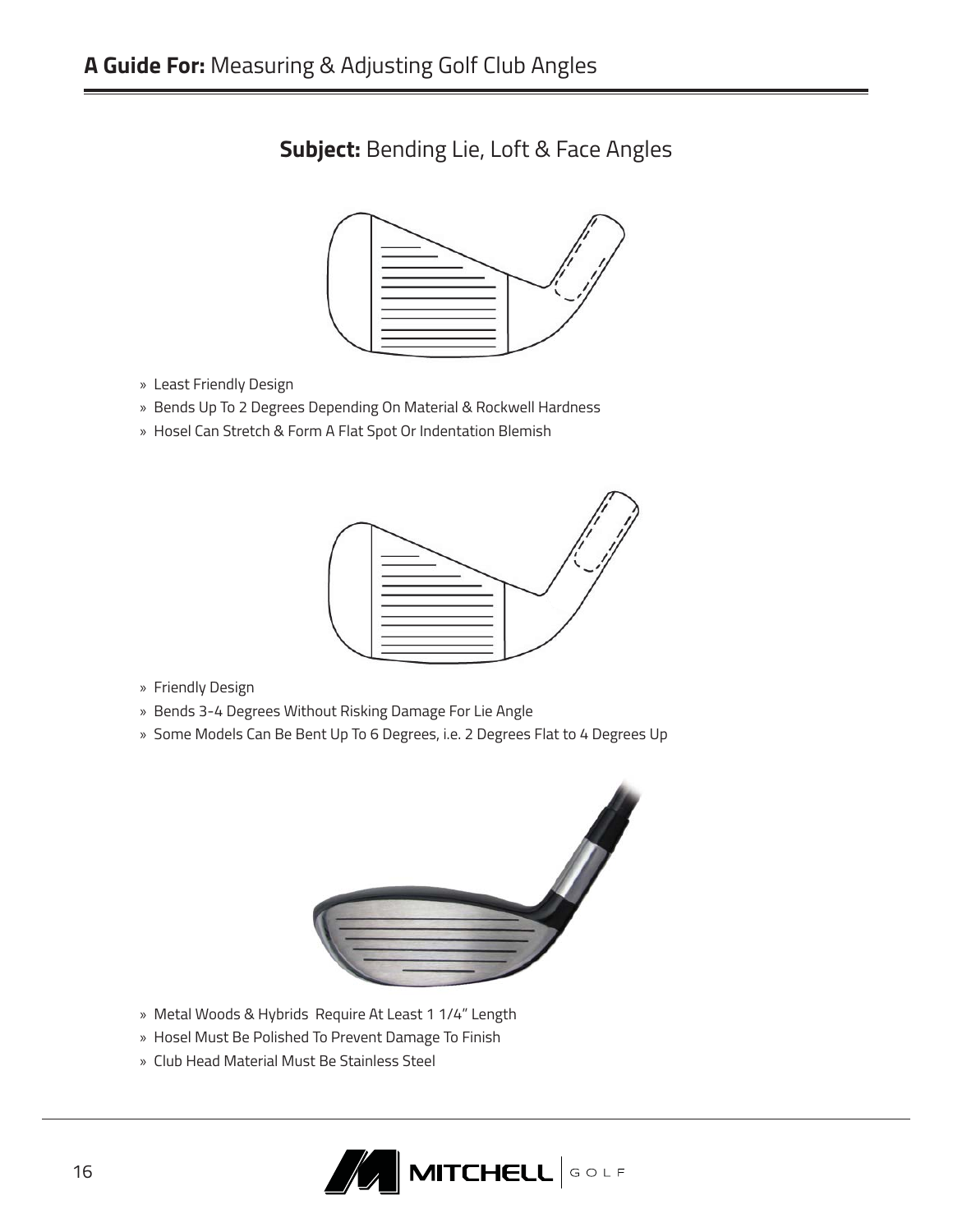## Subject: Bending Lie, Loft & Face Angles

- Least Friendly Design
- Bends Up To 2 Degrees Depending On Material & Rockwell Hardness
- Hosel Can Stretch & Form A Flat Spot Or Indentation Blemish

- Friendly Design
- Bends 3-4 Degrees Without Risking Damage For Lie Angle
- Some Models Can Be Bent Up To 6 Degrees, i.e. 2 Degrees Flat to 4 Degrees Up

- Metal Woods & Hybrids Require At Least 1 1/4" Length
- Hosel Must Be Polished To Prevent Damage To Finish
- Club Head Material Must Be Stainless Steel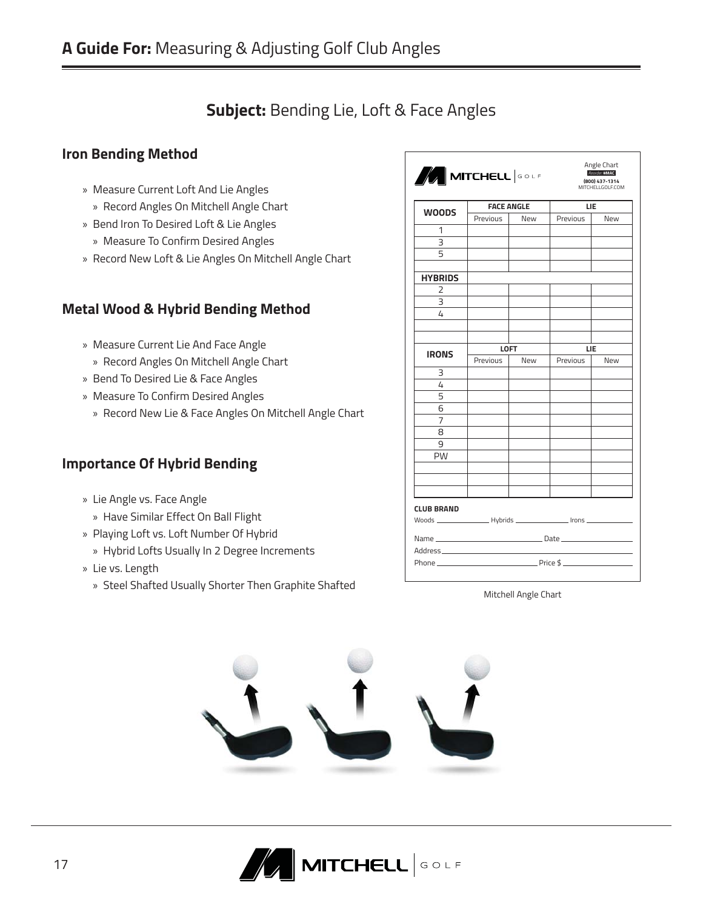# A Guide For: Measuring & Adjusting Golf Club Angles

## Subject: Bending Lie, Loft & Face Angles

### Iron Bending Method

- Measure Current Loft And Lie Angles
  - Record Angles On Mitchell Angle Chart
- Bend Iron To Desired Loft & Lie Angles
  - Measure To Confirm Desired Angles
- Record New Loft & Lie Angles On Mitchell Angle Chart

### Metal Wood & Hybrid Bending Method

- Measure Current Lie And Face Angle
  - Record Angles On Mitchell Angle Chart
- Bend To Desired Lie & Face Angles
- Measure To Confirm Desired Angles
  - Record New Lie & Face Angles On Mitchell Angle Chart

### Importance Of Hybrid Bending

- Lie Angle vs. Face Angle
  - Have Similar Effect On Ball Flight
- Playing Loft vs. Loft Number Of Hybrid
  - Hybrid Lofts Usually In 2 Degree Increments
- Lie vs. Length
  - Steel Shafted Usually Shorter Then Graphite Shafted

MITCHELL GOLF — Angle Chart — Reorder #MAC — (800) 437-1314 — MITCHELLGOLF.COM

| WOODS | FACE ANGLE | | LIE | |
|---|---|---|---|---|
| | Previous | New | Previous | New |
| 1 | | | | |
| 3 | | | | |
| 5 | | | | |
| | | | | |
| **HYBRIDS** | | | | |
| 2 | | | | |
| 3 | | | | |
| 4 | | | | |
| | | | | |
| | | | | |

| IRONS | LOFT | | LIE | |
|---|---|---|---|---|
| | Previous | New | Previous | New |
| 3 | | | | |
| 4 | | | | |
| 5 | | | | |
| 6 | | | | |
| 7 | | | | |
| 8 | | | | |
| 9 | | | | |
| PW | | | | |
| | | | | |
| | | | | |
| | | | | |

**CLUB BRAND**

Woods ______ Hybrids ______ Irons ______

Name ______ Date ______

Address ______

Phone ______ Price $ ______

Mitchell Angle Chart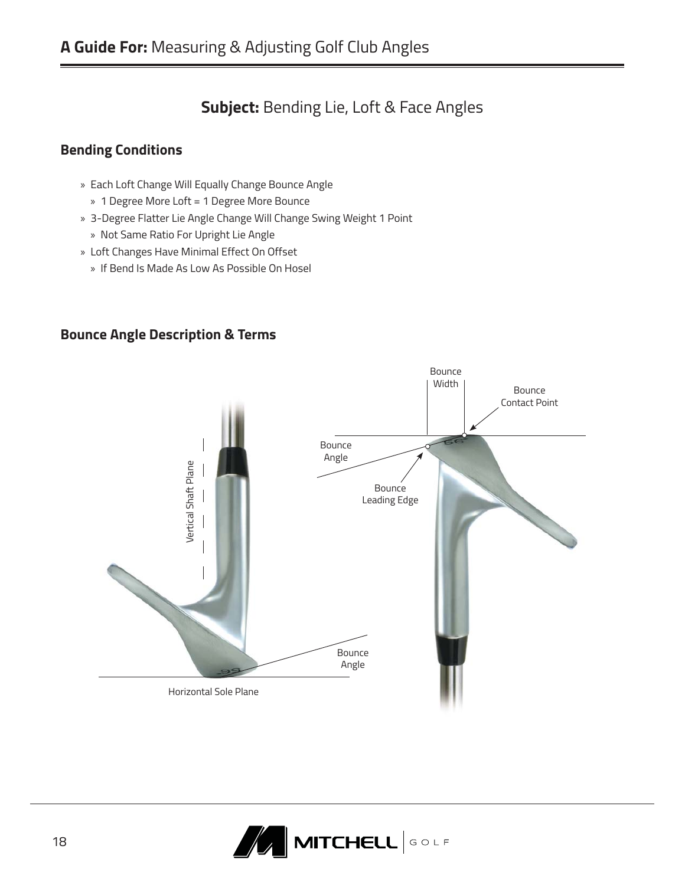## Subject: Bending Lie, Loft & Face Angles

### Bending Conditions

- Each Loft Change Will Equally Change Bounce Angle
  - 1 Degree More Loft = 1 Degree More Bounce
- 3-Degree Flatter Lie Angle Change Will Change Swing Weight 1 Point
  - Not Same Ratio For Upright Lie Angle
- Loft Changes Have Minimal Effect On Offset
  - If Bend Is Made As Low As Possible On Hosel

### Bounce Angle Description & Terms

Vertical Shaft Plane

Bounce Angle

Horizontal Sole Plane

Bounce Width

Bounce Contact Point

Bounce Angle

Bounce Leading Edge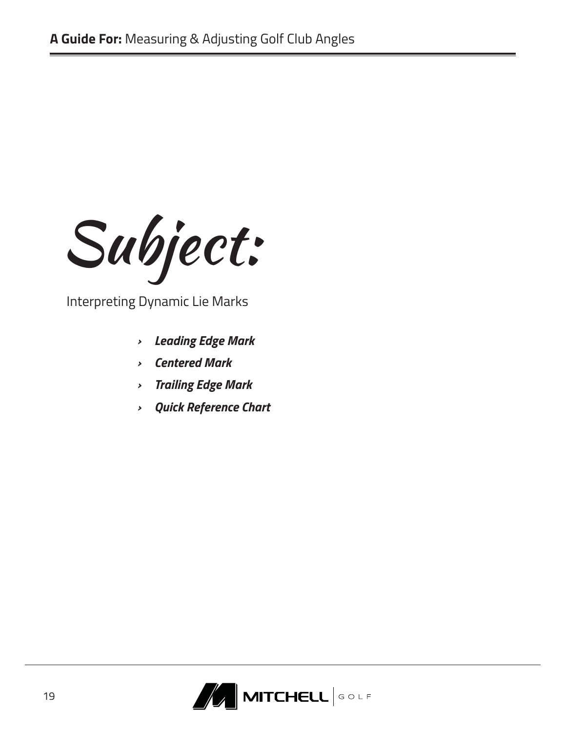# Subject:

Interpreting Dynamic Lie Marks

- ***Leading Edge Mark***
- ***Centered Mark***
- ***Trailing Edge Mark***
- ***Quick Reference Chart***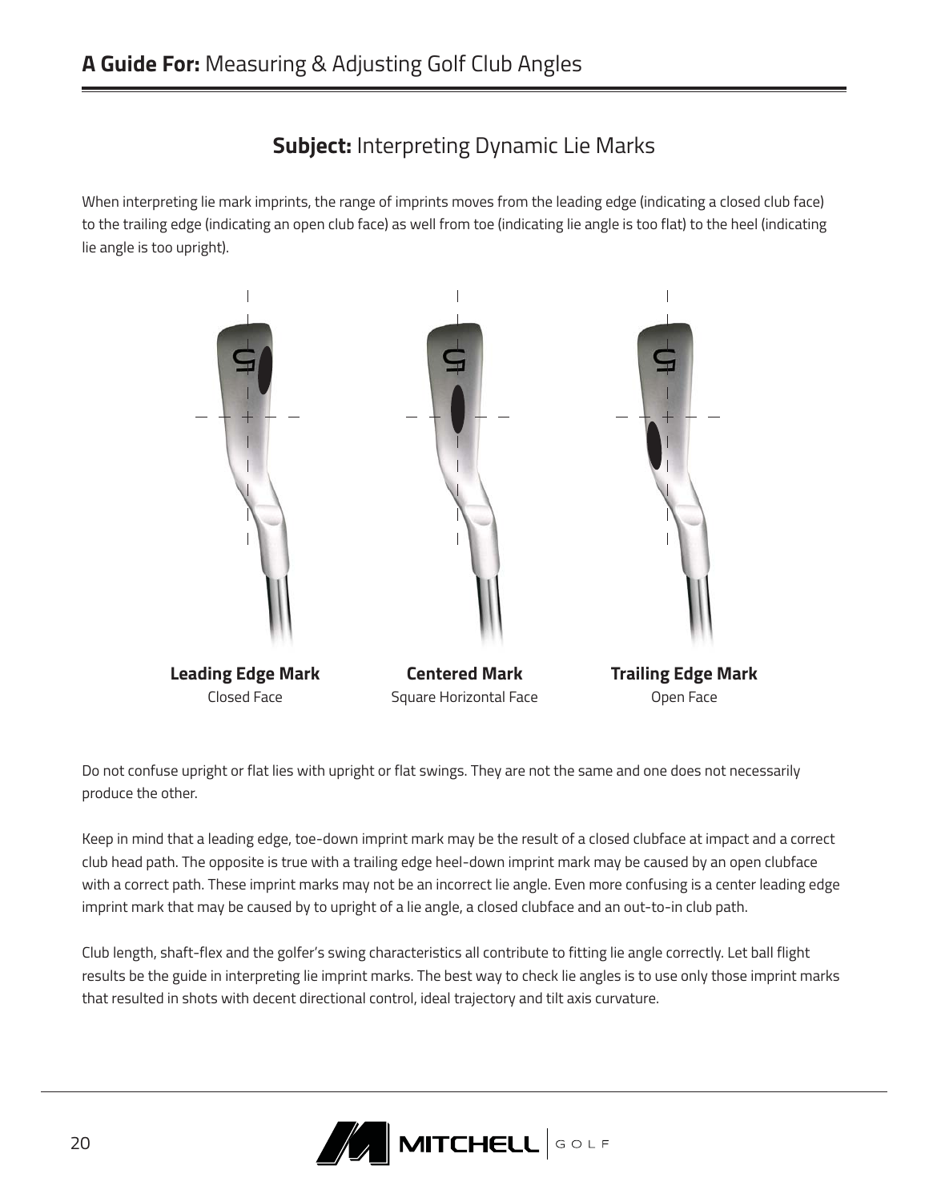## Subject: Interpreting Dynamic Lie Marks

When interpreting lie mark imprints, the range of imprints moves from the leading edge (indicating a closed club face) to the trailing edge (indicating an open club face) as well from toe (indicating lie angle is too flat) to the heel (indicating lie angle is too upright).

**Leading Edge Mark**
Closed Face

**Centered Mark**
Square Horizontal Face

**Trailing Edge Mark**
Open Face

Do not confuse upright or flat lies with upright or flat swings. They are not the same and one does not necessarily produce the other.

Keep in mind that a leading edge, toe-down imprint mark may be the result of a closed clubface at impact and a correct club head path. The opposite is true with a trailing edge heel-down imprint mark may be caused by an open clubface with a correct path. These imprint marks may not be an incorrect lie angle. Even more confusing is a center leading edge imprint mark that may be caused by to upright of a lie angle, a closed clubface and an out-to-in club path.

Club length, shaft-flex and the golfer's swing characteristics all contribute to fitting lie angle correctly. Let ball flight results be the guide in interpreting lie imprint marks. The best way to check lie angles is to use only those imprint marks that resulted in shots with decent directional control, ideal trajectory and tilt axis curvature.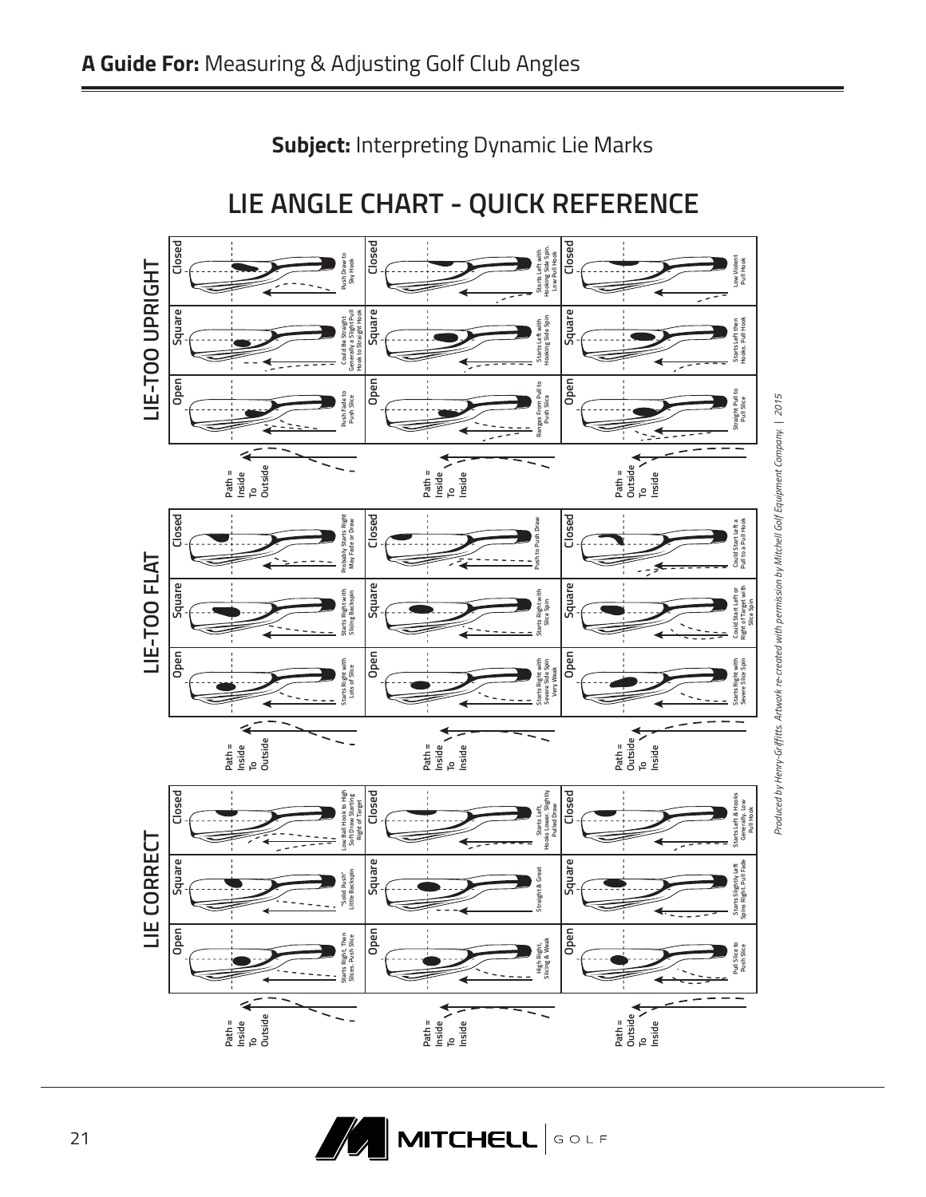**Subject:** Interpreting Dynamic Lie Marks

## LIE ANGLE CHART - QUICK REFERENCE

### LIE-TOO UPRIGHT

| | Path = Inside To Outside | Path = Inside To Inside | Path = Outside To Inside |
|---|---|---|---|
| Closed | Push Draw to Sky Hook | Starts Left with Hooking Side Spin. Low Pull Hook | Low Violent Pull Hook |
| Square | Could Be Straight Generally a Slight Pull Hook to Straight Hook | Starts Left with Hooking Side Spin | Starts Left then Hooks. Pull Hook |
| Open | Push Fade to Push Slice | Ranges From Pull to Push Slice | Straight Pull to Pull Slice |

### LIE-TOO FLAT

| | Path = Inside To Outside | Path = Inside To Inside | Path = Outside To Inside |
|---|---|---|---|
| Closed | Probably Starts Right May Fade or Draw | Push to Push Draw | Could Start Left a Pull to a Pull Hook |
| Square | Starts Right with Slicing Backspin | Starts Right with Slice Spin | Could Start Left or Right of Target with Slice Spin |
| Open | Starts Right with Lots of Slice | Starts Right with Severe Slice Spin Very Weak | Starts Right with Severe Slice Spin |

### LIE CORRECT

| | Path = Inside To Outside | Path = Inside To Inside | Path = Outside To Inside |
|---|---|---|---|
| Closed | Low Ball Hook to High Soft Draw Starting Right of Target | Starts Left, Hooks Lower. Slightly Pulled Draw | Starts Left & Hooks Generally. Low Pull Hook |
| Square | "Solid Push" Little Backspin | Straight & Great | Starts Slightly Left Spins Right. Pull Fade |
| Open | Starts Right, Then Slices. Push Slice | High Right, Slicing & Weak | Pull Slice to Push Slice |

*Produced by Henry-Griffitts. Artwork re-created with permission by Mitchell Golf Equipment Company. | 2015*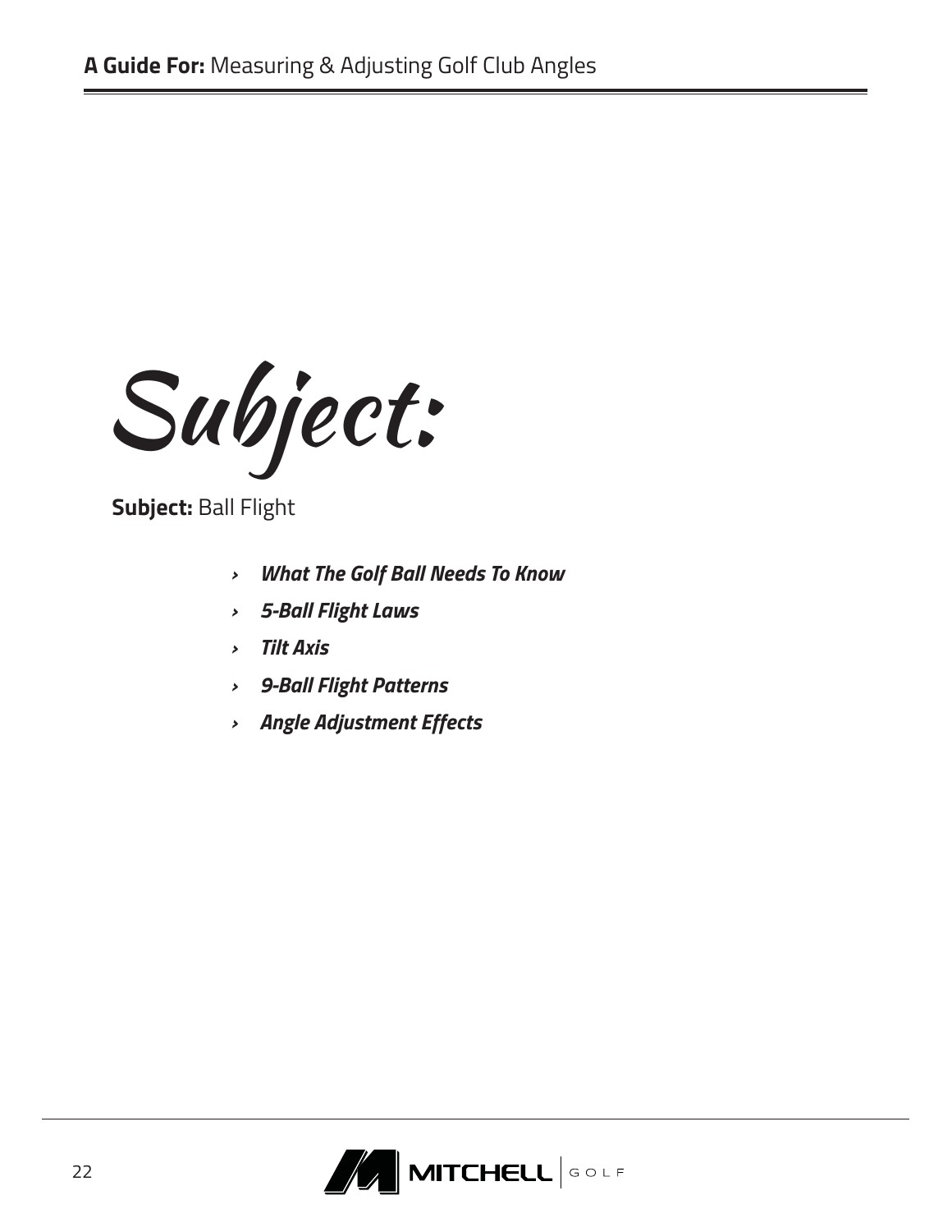# Subject:

**Subject:** Ball Flight

- ***What The Golf Ball Needs To Know***
- ***5-Ball Flight Laws***
- ***Tilt Axis***
- ***9-Ball Flight Patterns***
- ***Angle Adjustment Effects***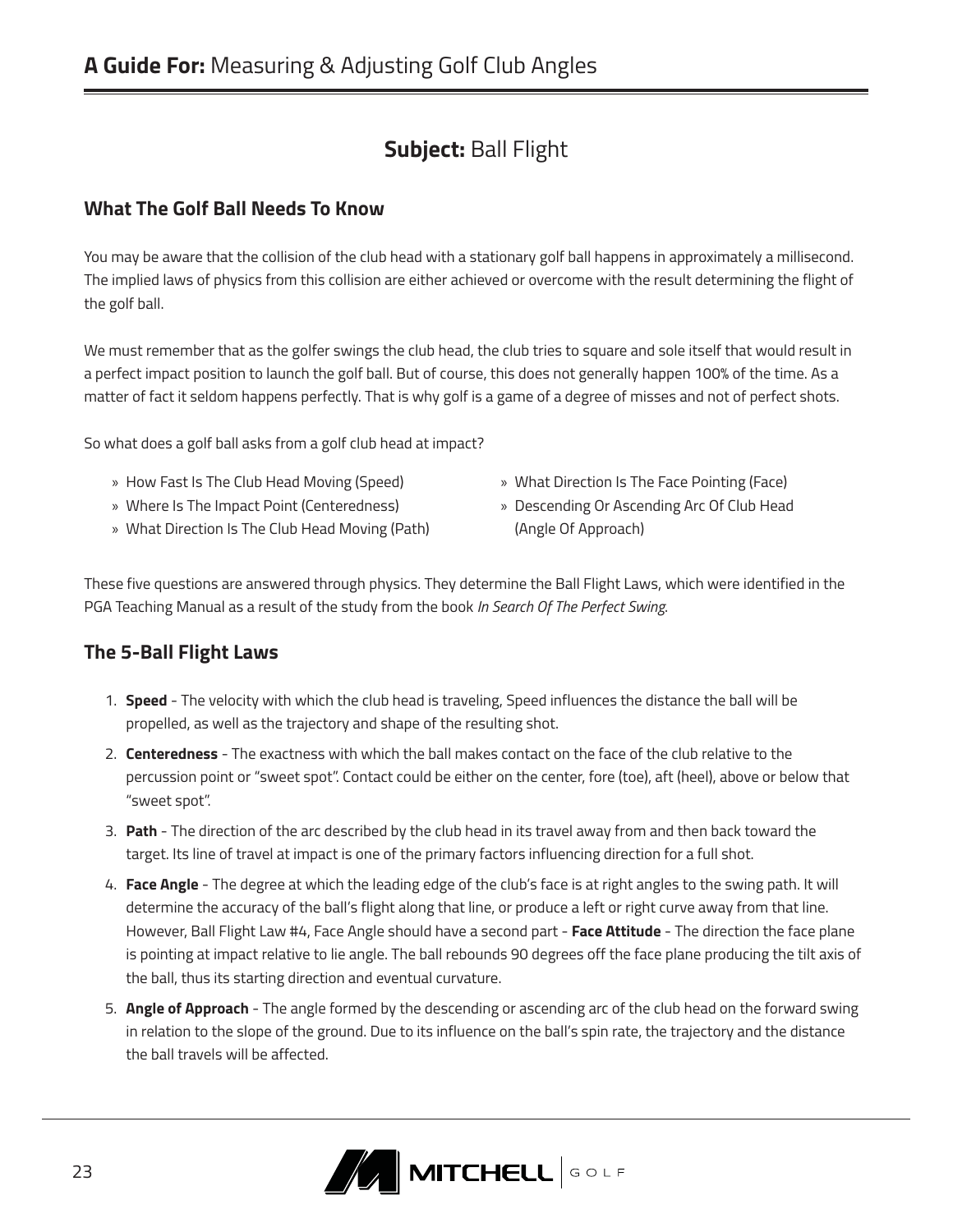## Subject: Ball Flight

### What The Golf Ball Needs To Know

You may be aware that the collision of the club head with a stationary golf ball happens in approximately a millisecond. The implied laws of physics from this collision are either achieved or overcome with the result determining the flight of the golf ball.

We must remember that as the golfer swings the club head, the club tries to square and sole itself that would result in a perfect impact position to launch the golf ball. But of course, this does not generally happen 100% of the time. As a matter of fact it seldom happens perfectly. That is why golf is a game of a degree of misses and not of perfect shots.

So what does a golf ball asks from a golf club head at impact?

- » How Fast Is The Club Head Moving (Speed)
- » Where Is The Impact Point (Centeredness)
- » What Direction Is The Club Head Moving (Path)
- » What Direction Is The Face Pointing (Face)
- » Descending Or Ascending Arc Of Club Head (Angle Of Approach)

These five questions are answered through physics. They determine the Ball Flight Laws, which were identified in the PGA Teaching Manual as a result of the study from the book *In Search Of The Perfect Swing.*

### The 5-Ball Flight Laws

1. **Speed** - The velocity with which the club head is traveling, Speed influences the distance the ball will be propelled, as well as the trajectory and shape of the resulting shot.
2. **Centeredness** - The exactness with which the ball makes contact on the face of the club relative to the percussion point or "sweet spot". Contact could be either on the center, fore (toe), aft (heel), above or below that "sweet spot".
3. **Path** - The direction of the arc described by the club head in its travel away from and then back toward the target. Its line of travel at impact is one of the primary factors influencing direction for a full shot.
4. **Face Angle** - The degree at which the leading edge of the club's face is at right angles to the swing path. It will determine the accuracy of the ball's flight along that line, or produce a left or right curve away from that line. However, Ball Flight Law #4, Face Angle should have a second part - **Face Attitude** - The direction the face plane is pointing at impact relative to lie angle. The ball rebounds 90 degrees off the face plane producing the tilt axis of the ball, thus its starting direction and eventual curvature.
5. **Angle of Approach** - The angle formed by the descending or ascending arc of the club head on the forward swing in relation to the slope of the ground. Due to its influence on the ball's spin rate, the trajectory and the distance the ball travels will be affected.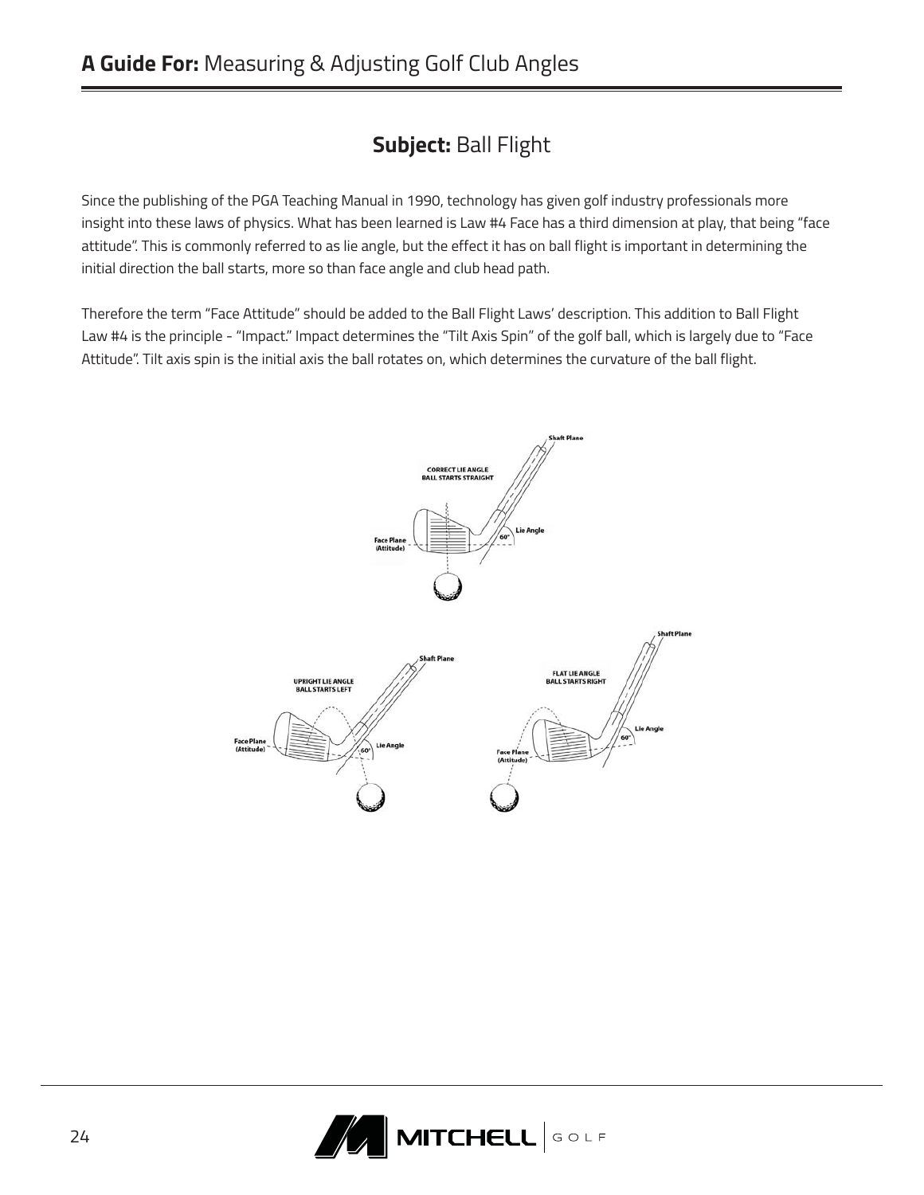## Subject: Ball Flight

Since the publishing of the PGA Teaching Manual in 1990, technology has given golf industry professionals more insight into these laws of physics. What has been learned is Law #4 Face has a third dimension at play, that being "face attitude". This is commonly referred to as lie angle, but the effect it has on ball flight is important in determining the initial direction the ball starts, more so than face angle and club head path.

Therefore the term "Face Attitude" should be added to the Ball Flight Laws' description. This addition to Ball Flight Law #4 is the principle - "Impact." Impact determines the "Tilt Axis Spin" of the golf ball, which is largely due to "Face Attitude". Tilt axis spin is the initial axis the ball rotates on, which determines the curvature of the ball flight.

CORRECT LIE ANGLE BALL STARTS STRAIGHT

Shaft Plane

Lie Angle

60°

Face Plane (Attitude)

UPRIGHT LIE ANGLE BALL STARTS LEFT

Shaft Plane

Lie Angle

60°

Face Plane (Attitude)

FLAT LIE ANGLE BALL STARTS RIGHT

Shaft Plane

Lie Angle

60°

Face Plane (Attitude)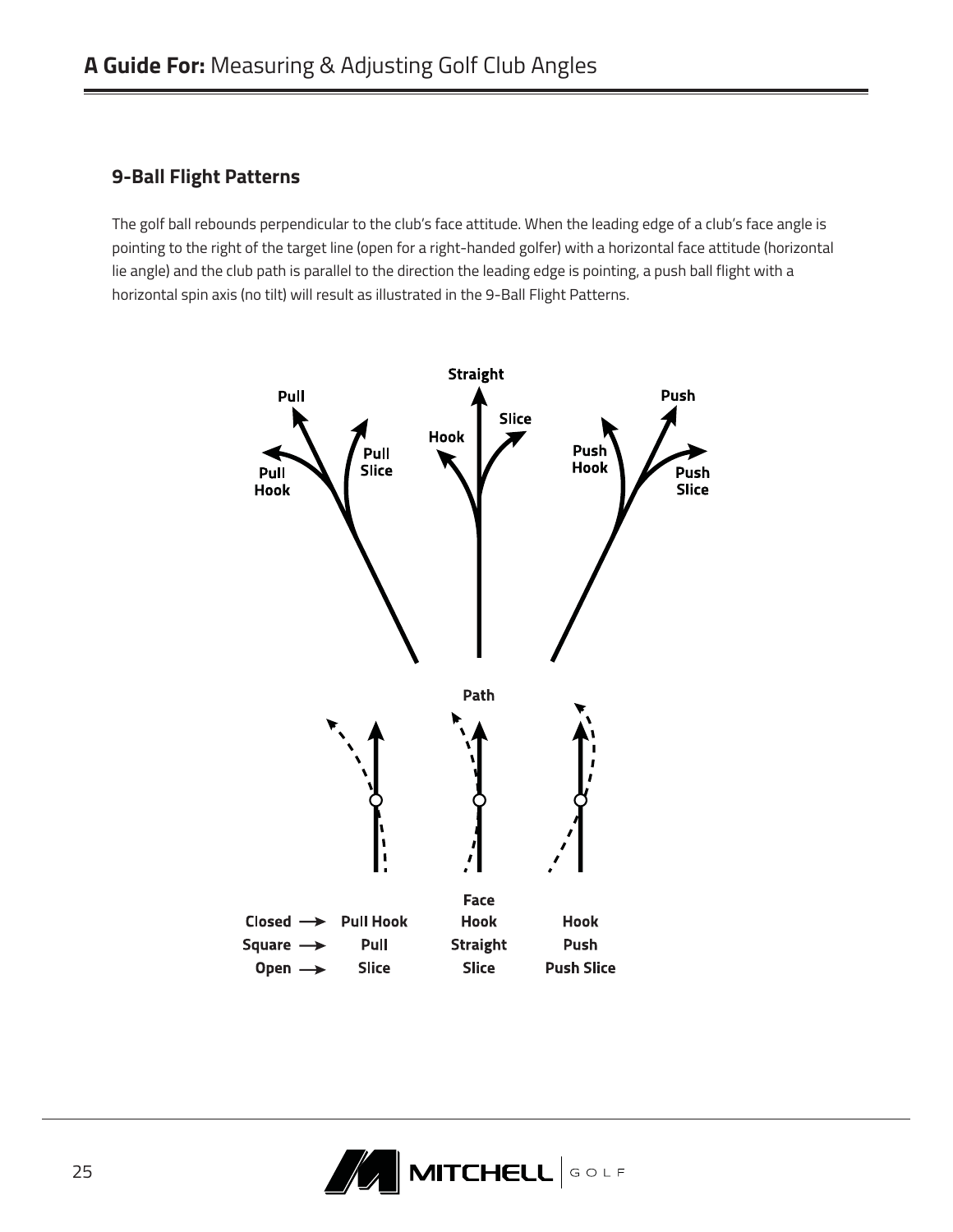## 9-Ball Flight Patterns

The golf ball rebounds perpendicular to the club's face attitude. When the leading edge of a club's face angle is pointing to the right of the target line (open for a right-handed golfer) with a horizontal face attitude (horizontal lie angle) and the club path is parallel to the direction the leading edge is pointing, a push ball flight with a horizontal spin axis (no tilt) will result as illustrated in the 9-Ball Flight Patterns.

| Face | | Path | |
|---|---|---|---|
| Closed → | Pull Hook | Hook | Hook |
| Square → | Pull | Straight | Push |
| Open → | Slice | Slice | Push Slice |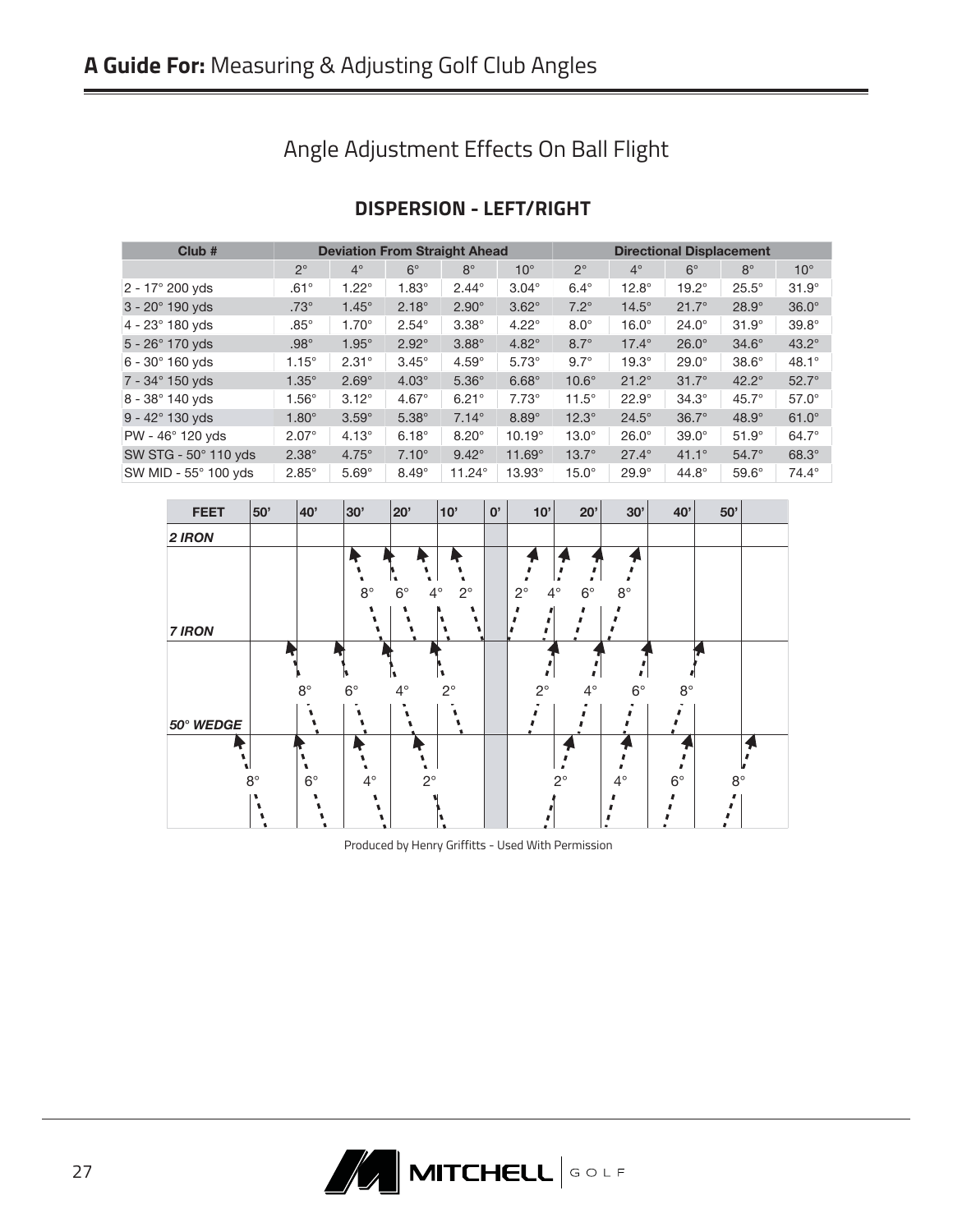## Angle Adjustment Effects On Ball Flight

### DISPERSION - LEFT/RIGHT

| Club # | Deviation From Straight Ahead | | | | | Directional Displacement | | | | |
|---|---|---|---|---|---|---|---|---|---|---|
| | 2° | 4° | 6° | 8° | 10° | 2° | 4° | 6° | 8° | 10° |
| 2 - 17° 200 yds | .61° | 1.22° | 1.83° | 2.44° | 3.04° | 6.4° | 12.8° | 19.2° | 25.5° | 31.9° |
| 3 - 20° 190 yds | .73° | 1.45° | 2.18° | 2.90° | 3.62° | 7.2° | 14.5° | 21.7° | 28.9° | 36.0° |
| 4 - 23° 180 yds | .85° | 1.70° | 2.54° | 3.38° | 4.22° | 8.0° | 16.0° | 24.0° | 31.9° | 39.8° |
| 5 - 26° 170 yds | .98° | 1.95° | 2.92° | 3.88° | 4.82° | 8.7° | 17.4° | 26.0° | 34.6° | 43.2° |
| 6 - 30° 160 yds | 1.15° | 2.31° | 3.45° | 4.59° | 5.73° | 9.7° | 19.3° | 29.0° | 38.6° | 48.1° |
| 7 - 34° 150 yds | 1.35° | 2.69° | 4.03° | 5.36° | 6.68° | 10.6° | 21.2° | 31.7° | 42.2° | 52.7° |
| 8 - 38° 140 yds | 1.56° | 3.12° | 4.67° | 6.21° | 7.73° | 11.5° | 22.9° | 34.3° | 45.7° | 57.0° |
| 9 - 42° 130 yds | 1.80° | 3.59° | 5.38° | 7.14° | 8.89° | 12.3° | 24.5° | 36.7° | 48.9° | 61.0° |
| PW - 46° 120 yds | 2.07° | 4.13° | 6.18° | 8.20° | 10.19° | 13.0° | 26.0° | 39.0° | 51.9° | 64.7° |
| SW STG - 50° 110 yds | 2.38° | 4.75° | 7.10° | 9.42° | 11.69° | 13.7° | 27.4° | 41.1° | 54.7° | 68.3° |
| SW MID - 55° 100 yds | 2.85° | 5.69° | 8.49° | 11.24° | 13.93° | 15.0° | 29.9° | 44.8° | 59.6° | 74.4° |

| FEET | 50' | 40' | 30' | 20' | 10' | 0' | 10' | 20' | 30' | 40' | 50' |
|---|---|---|---|---|---|---|---|---|---|---|---|
| 2 IRON | | | 8° | 6° | 4° 2° | | 2° 4° | 6° | 8° | | |
| 7 IRON | | 8° | 6° | 4° | 2° | | 2° | 4° | 6° | 8° | |
| 50° WEDGE | 8° | 6° | 4° | 2° | | | 2° | 4° | 6° | | 8° |

Produced by Henry Griffitts - Used With Permission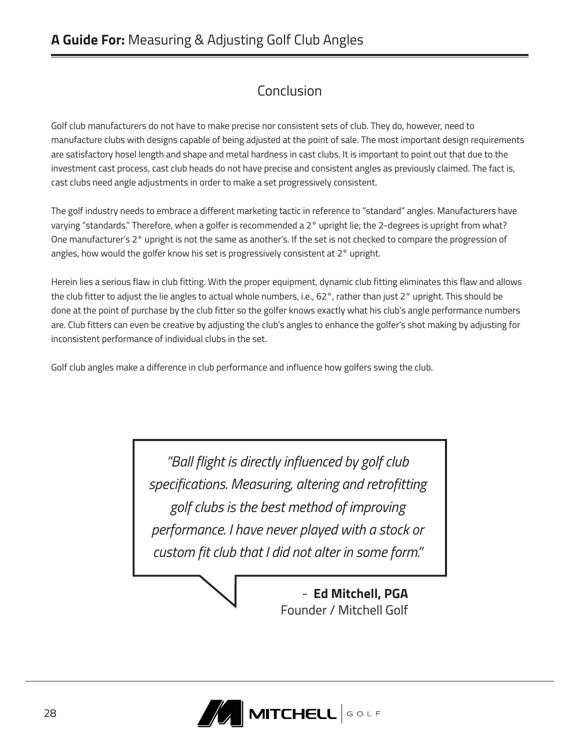## Conclusion

Golf club manufacturers do not have to make precise nor consistent sets of club. They do, however, need to manufacture clubs with designs capable of being adjusted at the point of sale. The most important design requirements are satisfactory hosel length and shape and metal hardness in cast clubs. It is important to point out that due to the investment cast process, cast club heads do not have precise and consistent angles as previously claimed. The fact is, cast clubs need angle adjustments in order to make a set progressively consistent.

The golf industry needs to embrace a different marketing tactic in reference to "standard" angles. Manufacturers have varying "standards." Therefore, when a golfer is recommended a 2° upright lie; the 2-degrees is upright from what? One manufacturer's 2° upright is not the same as another's. If the set is not checked to compare the progression of angles, how would the golfer know his set is progressively consistent at 2° upright.

Herein lies a serious flaw in club fitting. With the proper equipment, dynamic club fitting eliminates this flaw and allows the club fitter to adjust the lie angles to actual whole numbers, i.e., 62°, rather than just 2° upright. This should be done at the point of purchase by the club fitter so the golfer knows exactly what his club's angle performance numbers are. Club fitters can even be creative by adjusting the club's angles to enhance the golfer's shot making by adjusting for inconsistent performance of individual clubs in the set.

Golf club angles make a difference in club performance and influence how golfers swing the club.

> *"Ball flight is directly influenced by golf club specifications. Measuring, altering and retrofitting golf clubs is the best method of improving performance. I have never played with a stock or custom fit club that I did not alter in some form."*
>
> \- **Ed Mitchell, PGA**
> Founder / Mitchell Golf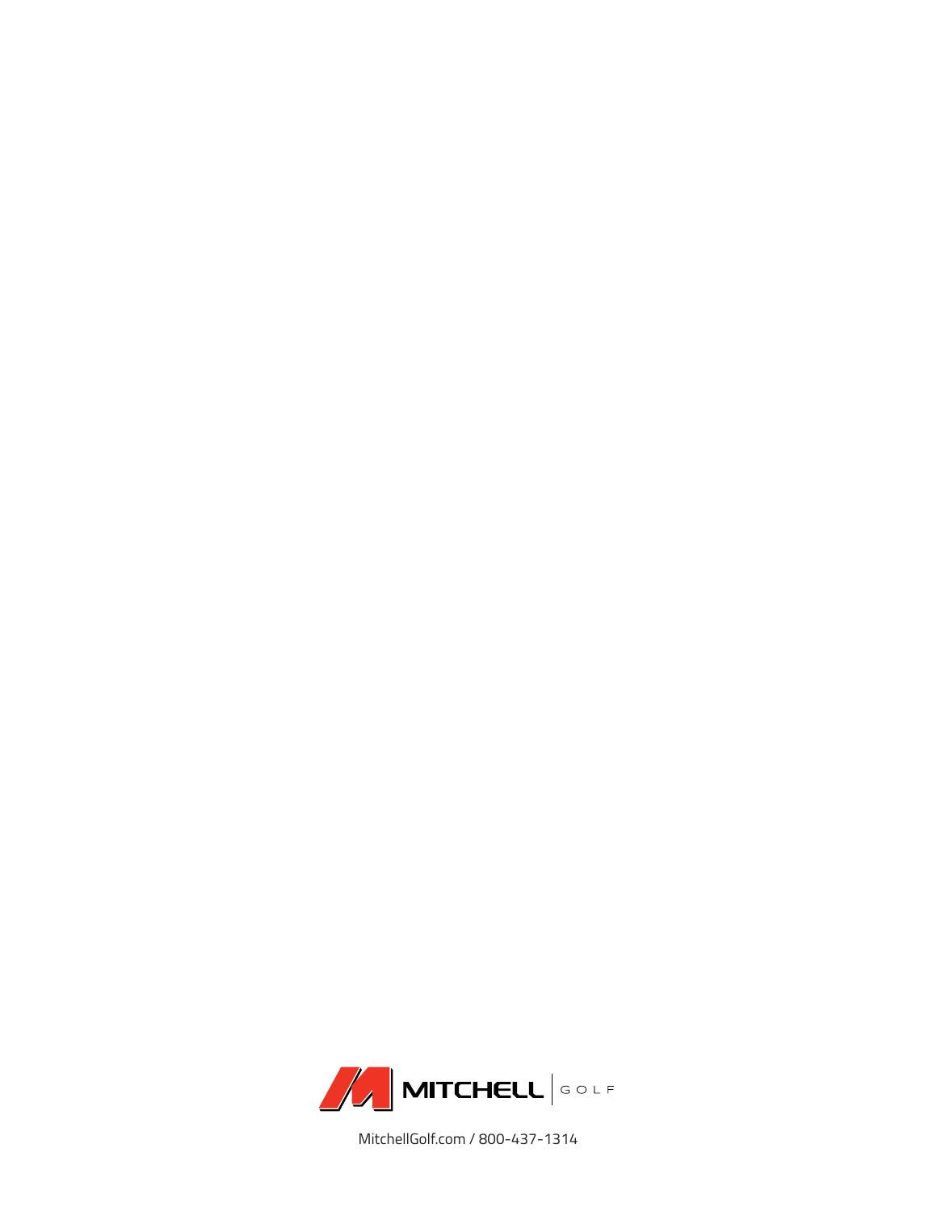MITCHELL | GOLF

MitchellGolf.com / 800-437-1314